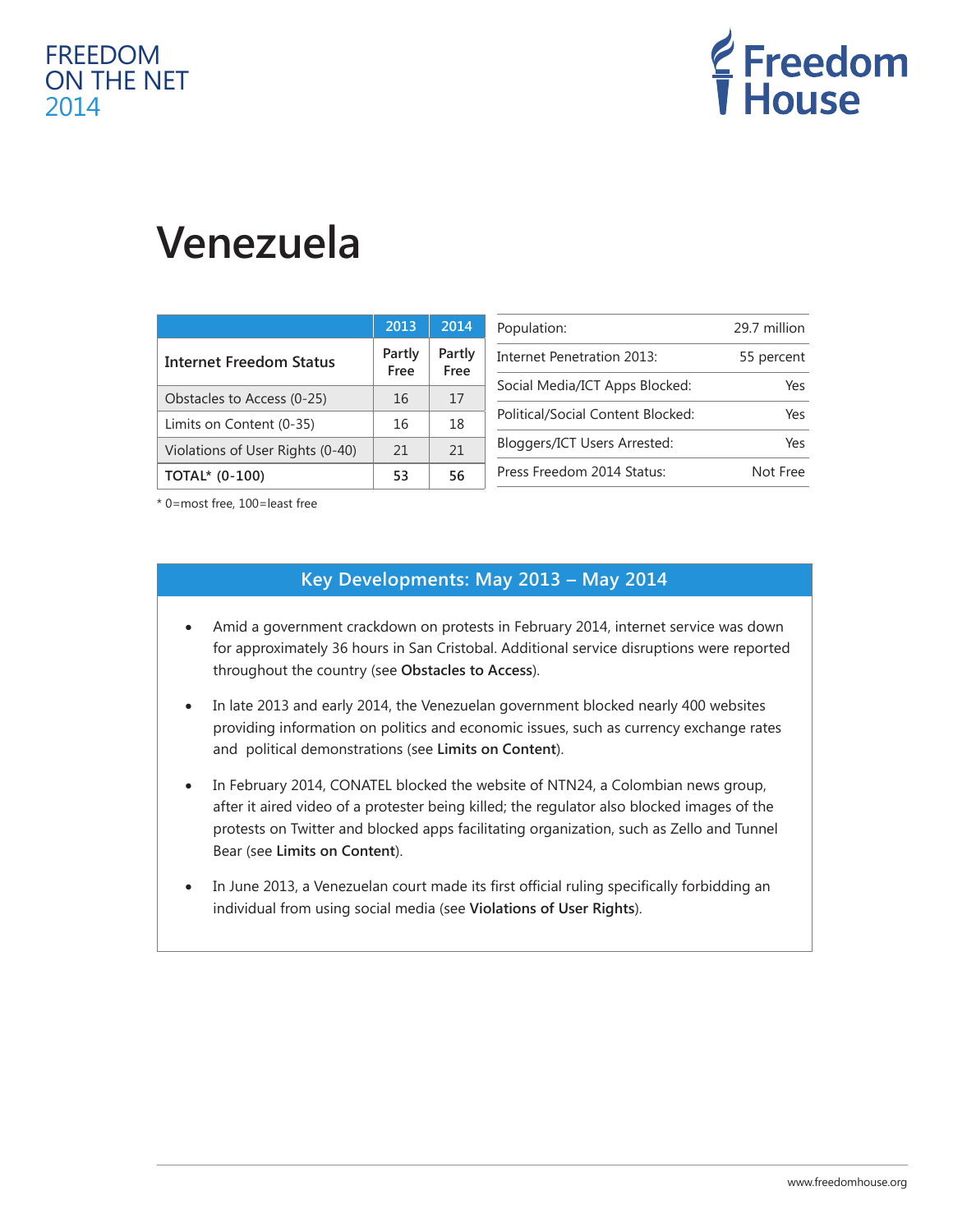FREEDOM ON THE NET 2014

Freedom House

# Venezuela

| | 2013 | 2014 |
|---|---|---|
| **Internet Freedom Status** | Partly Free | Partly Free |
| Obstacles to Access (0-25) | 16 | 17 |
| Limits on Content (0-35) | 16 | 18 |
| Violations of User Rights (0-40) | 21 | 21 |
| **TOTAL* (0-100)** | **53** | **56** |

* 0=most free, 100=least free

| | |
|---|---|
| Population: | 29.7 million |
| Internet Penetration 2013: | 55 percent |
| Social Media/ICT Apps Blocked: | Yes |
| Political/Social Content Blocked: | Yes |
| Bloggers/ICT Users Arrested: | Yes |
| Press Freedom 2014 Status: | Not Free |

## Key Developments: May 2013 – May 2014

- Amid a government crackdown on protests in February 2014, internet service was down for approximately 36 hours in San Cristobal. Additional service disruptions were reported throughout the country (see **Obstacles to Access**).
- In late 2013 and early 2014, the Venezuelan government blocked nearly 400 websites providing information on politics and economic issues, such as currency exchange rates and political demonstrations (see **Limits on Content**).
- In February 2014, CONATEL blocked the website of NTN24, a Colombian news group, after it aired video of a protester being killed; the regulator also blocked images of the protests on Twitter and blocked apps facilitating organization, such as Zello and Tunnel Bear (see **Limits on Content**).
- In June 2013, a Venezuelan court made its first official ruling specifically forbidding an individual from using social media (see **Violations of User Rights**).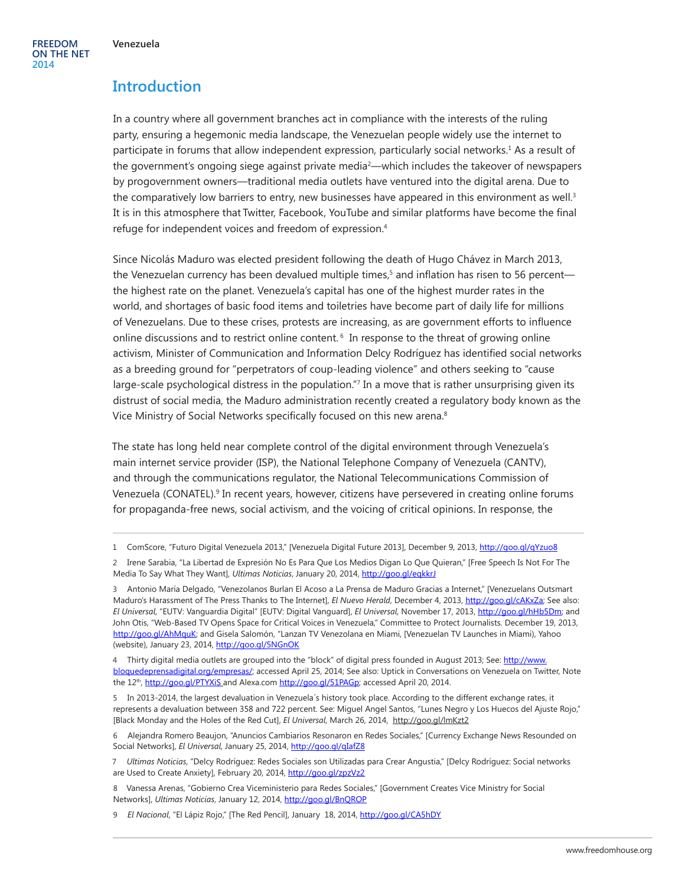## Introduction

In a country where all government branches act in compliance with the interests of the ruling party, ensuring a hegemonic media landscape, the Venezuelan people widely use the internet to participate in forums that allow independent expression, particularly social networks.[1] As a result of the government's ongoing siege against private media[2]—which includes the takeover of newspapers by progovernment owners—traditional media outlets have ventured into the digital arena. Due to the comparatively low barriers to entry, new businesses have appeared in this environment as well.[3] It is in this atmosphere that Twitter, Facebook, YouTube and similar platforms have become the final refuge for independent voices and freedom of expression.[4]

Since Nicolás Maduro was elected president following the death of Hugo Chávez in March 2013, the Venezuelan currency has been devalued multiple times,[5] and inflation has risen to 56 percent—the highest rate on the planet. Venezuela's capital has one of the highest murder rates in the world, and shortages of basic food items and toiletries have become part of daily life for millions of Venezuelans. Due to these crises, protests are increasing, as are government efforts to influence online discussions and to restrict online content.[6] In response to the threat of growing online activism, Minister of Communication and Information Delcy Rodríguez has identified social networks as a breeding ground for "perpetrators of coup-leading violence" and others seeking to "cause large-scale psychological distress in the population."[7] In a move that is rather unsurprising given its distrust of social media, the Maduro administration recently created a regulatory body known as the Vice Ministry of Social Networks specifically focused on this new arena.[8]

The state has long held near complete control of the digital environment through Venezuela's main internet service provider (ISP), the National Telephone Company of Venezuela (CANTV), and through the communications regulator, the National Telecommunications Commission of Venezuela (CONATEL).[9] In recent years, however, citizens have persevered in creating online forums for propaganda-free news, social activism, and the voicing of critical opinions. In response, the

---

1 ComScore, "Futuro Digital Venezuela 2013," [Venezuela Digital Future 2013], December 9, 2013, http://goo.gl/qYzuo8

2 Irene Sarabia, "La Libertad de Expresión No Es Para Que Los Medios Digan Lo Que Quieran," [Free Speech Is Not For The Media To Say What They Want], *Ultimas Noticias*, January 20, 2014, http://goo.gl/eqkkrJ

3 Antonio María Delgado, "Venezolanos Burlan El Acoso a La Prensa de Maduro Gracias a Internet," [Venezuelans Outsmart Maduro's Harassment of The Press Thanks to The Internet], *El Nuevo Herald*, December 4, 2013, http://goo.gl/cAKxZa; See also: *El Universal*, "EUTV: Vanguardia Digital" [EUTV: Digital Vanguard], *El Universal*, November 17, 2013, http://goo.gl/hHb5Dm; and John Otis, "Web-Based TV Opens Space for Critical Voices in Venezuela," Committee to Protect Journalists. December 19, 2013, http://goo.gl/AhMquK; and Gisela Salomón, "Lanzan TV Venezolana en Miami, [Venezuelan TV Launches in Miami), Yahoo (website), January 23, 2014, http://goo.gl/5NGnOK

4 Thirty digital media outlets are grouped into the "block" of digital press founded in August 2013; See: http://www.bloquedeprensadigital.org/empresas/; accessed April 25, 2014; See also: Uptick in Conversations on Venezuela on Twitter, Note the 12th, http://goo.gl/PTYXiS and Alexa.com http://goo.gl/51PAGp; accessed April 20, 2014.

5 In 2013-2014, the largest devaluation in Venezuela´s history took place. According to the different exchange rates, it represents a devaluation between 358 and 722 percent. See: Miguel Angel Santos, "Lunes Negro y Los Huecos del Ajuste Rojo," [Black Monday and the Holes of the Red Cut], *El Universal*, March 26, 2014, http://goo.gl/lmKzt2

6 Alejandra Romero Beaujon, "Anuncios Cambiarios Resonaron en Redes Sociales," [Currency Exchange News Resounded on Social Networks], *El Universal*, January 25, 2014, http://goo.gl/qIafZ8

7 *Ultimas Noticias*, "Delcy Rodríguez: Redes Sociales son Utilizadas para Crear Angustia," [Delcy Rodríguez: Social networks are Used to Create Anxiety], February 20, 2014, http://goo.gl/zpzVz2

8 Vanessa Arenas, "Gobierno Crea Viceministerio para Redes Sociales," [Government Creates Vice Ministry for Social Networks], *Ultimas Noticias*, January 12, 2014, http://goo.gl/BnQROP

9 *El Nacional*, "El Lápiz Rojo," [The Red Pencil], January 18, 2014, http://goo.gl/CA5hDY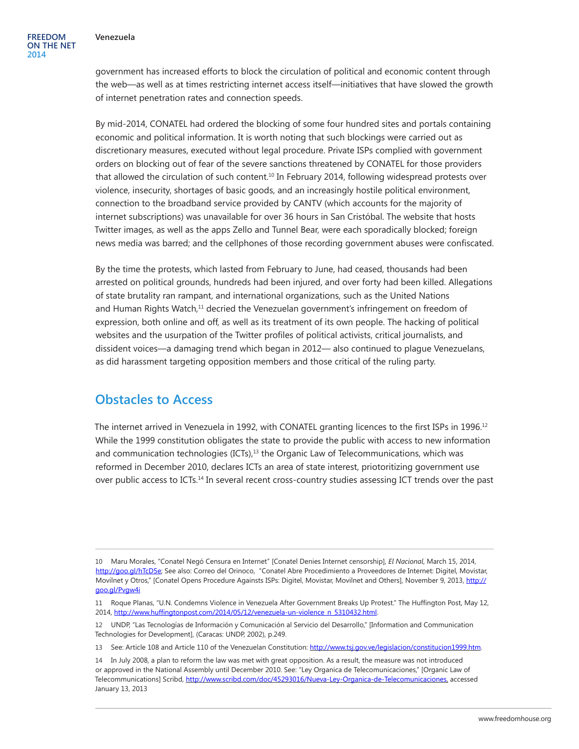government has increased efforts to block the circulation of political and economic content through the web—as well as at times restricting internet access itself—initiatives that have slowed the growth of internet penetration rates and connection speeds.

By mid-2014, CONATEL had ordered the blocking of some four hundred sites and portals containing economic and political information. It is worth noting that such blockings were carried out as discretionary measures, executed without legal procedure. Private ISPs complied with government orders on blocking out of fear of the severe sanctions threatened by CONATEL for those providers that allowed the circulation of such content.[10] In February 2014, following widespread protests over violence, insecurity, shortages of basic goods, and an increasingly hostile political environment, connection to the broadband service provided by CANTV (which accounts for the majority of internet subscriptions) was unavailable for over 36 hours in San Cristóbal. The website that hosts Twitter images, as well as the apps Zello and Tunnel Bear, were each sporadically blocked; foreign news media was barred; and the cellphones of those recording government abuses were confiscated.

By the time the protests, which lasted from February to June, had ceased, thousands had been arrested on political grounds, hundreds had been injured, and over forty had been killed. Allegations of state brutality ran rampant, and international organizations, such as the United Nations and Human Rights Watch,[11] decried the Venezuelan government's infringement on freedom of expression, both online and off, as well as its treatment of its own people. The hacking of political websites and the usurpation of the Twitter profiles of political activists, critical journalists, and dissident voices—a damaging trend which began in 2012— also continued to plague Venezuelans, as did harassment targeting opposition members and those critical of the ruling party.

## Obstacles to Access

The internet arrived in Venezuela in 1992, with CONATEL granting licences to the first ISPs in 1996.[12] While the 1999 constitution obligates the state to provide the public with access to new information and communication technologies (ICTs),[13] the Organic Law of Telecommunications, which was reformed in December 2010, declares ICTs an area of state interest, priotoritizing government use over public access to ICTs.[14] In several recent cross-country studies assessing ICT trends over the past

---

10 Maru Morales, "Conatel Negó Censura en Internet" [Conatel Denies Internet censorship], *El Nacional*, March 15, 2014, http://goo.gl/hTcD5e; See also: Correo del Orinoco, "Conatel Abre Procedimiento a Proveedores de Internet: Digitel, Movistar, Movilnet y Otros," [Conatel Opens Procedure Againsts ISPs: Digitel, Movistar, Movilnet and Others], November 9, 2013, http://goo.gl/Pvgw4i

11 Roque Planas, "U.N. Condemns Violence in Venezuela After Government Breaks Up Protest." The Huffington Post, May 12, 2014, http://www.huffingtonpost.com/2014/05/12/venezuela-un-violence_n_5310432.html.

12 UNDP, "Las Tecnologías de Información y Comunicación al Servicio del Desarrollo," [Information and Communication Technologies for Development], (Caracas: UNDP, 2002), p.249.

13 See: Article 108 and Article 110 of the Venezuelan Constitution: http://www.tsj.gov.ve/legislacion/constitucion1999.htm.

14 In July 2008, a plan to reform the law was met with great opposition. As a result, the measure was not introduced or approved in the National Assembly until December 2010. See: "Ley Organica de Telecomunicaciones," [Organic Law of Telecommunications] Scribd, http://www.scribd.com/doc/45293016/Nueva-Ley-Organica-de-Telecomunicaciones, accessed January 13, 2013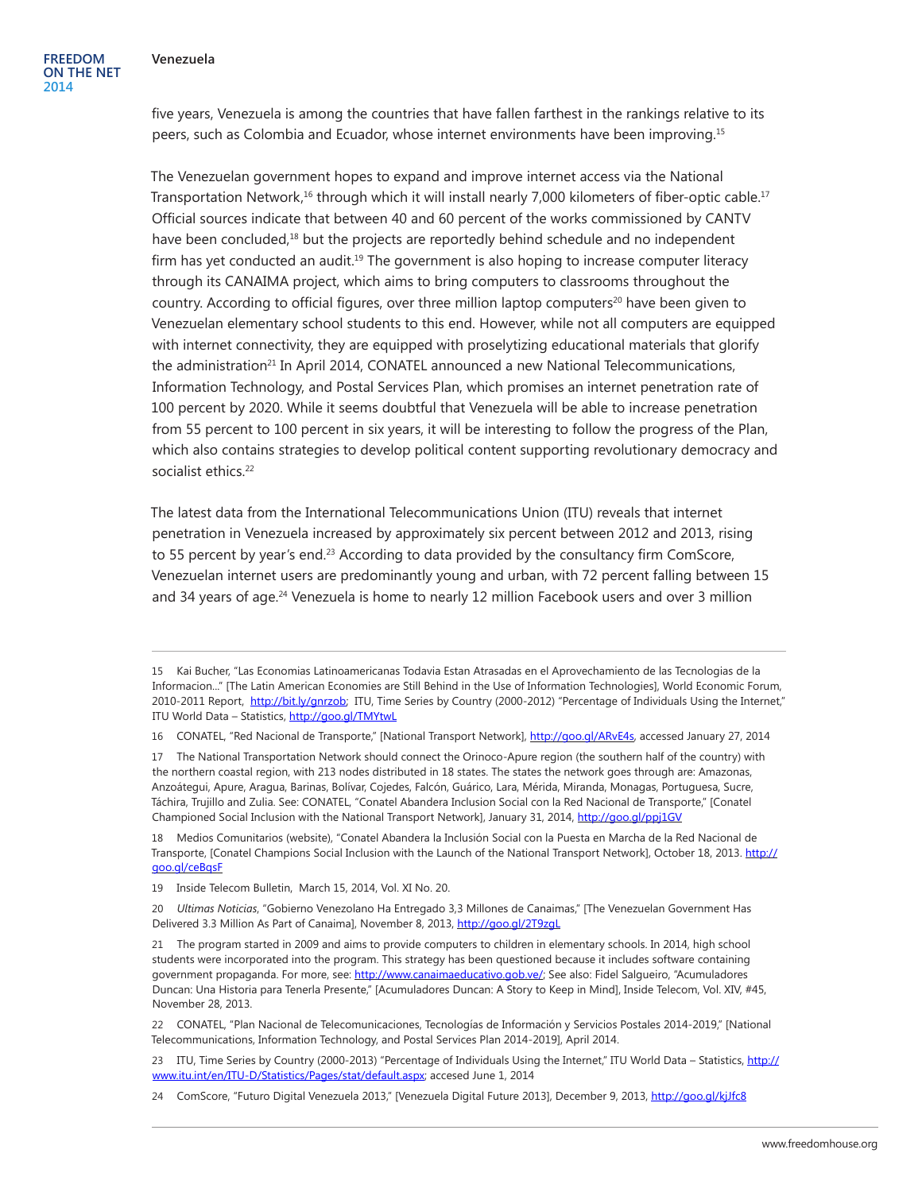five years, Venezuela is among the countries that have fallen farthest in the rankings relative to its peers, such as Colombia and Ecuador, whose internet environments have been improving.[15]

The Venezuelan government hopes to expand and improve internet access via the National Transportation Network,[16] through which it will install nearly 7,000 kilometers of fiber-optic cable.[17] Official sources indicate that between 40 and 60 percent of the works commissioned by CANTV have been concluded,[18] but the projects are reportedly behind schedule and no independent firm has yet conducted an audit.[19] The government is also hoping to increase computer literacy through its CANAIMA project, which aims to bring computers to classrooms throughout the country. According to official figures, over three million laptop computers[20] have been given to Venezuelan elementary school students to this end. However, while not all computers are equipped with internet connectivity, they are equipped with proselytizing educational materials that glorify the administration[21] In April 2014, CONATEL announced a new National Telecommunications, Information Technology, and Postal Services Plan, which promises an internet penetration rate of 100 percent by 2020. While it seems doubtful that Venezuela will be able to increase penetration from 55 percent to 100 percent in six years, it will be interesting to follow the progress of the Plan, which also contains strategies to develop political content supporting revolutionary democracy and socialist ethics.[22]

The latest data from the International Telecommunications Union (ITU) reveals that internet penetration in Venezuela increased by approximately six percent between 2012 and 2013, rising to 55 percent by year's end.[23] According to data provided by the consultancy firm ComScore, Venezuelan internet users are predominantly young and urban, with 72 percent falling between 15 and 34 years of age.[24] Venezuela is home to nearly 12 million Facebook users and over 3 million

---

15 Kai Bucher, "Las Economias Latinoamericanas Todavia Estan Atrasadas en el Aprovechamiento de las Tecnologias de la Informacion..." [The Latin American Economies are Still Behind in the Use of Information Technologies], World Economic Forum, 2010-2011 Report, http://bit.ly/gnrzob; ITU, Time Series by Country (2000-2012) "Percentage of Individuals Using the Internet," ITU World Data – Statistics, http://goo.gl/TMYtwL

16 CONATEL, "Red Nacional de Transporte," [National Transport Network], http://goo.gl/ARvE4s, accessed January 27, 2014

17 The National Transportation Network should connect the Orinoco-Apure region (the southern half of the country) with the northern coastal region, with 213 nodes distributed in 18 states. The states the network goes through are: Amazonas, Anzoátegui, Apure, Aragua, Barinas, Bolívar, Cojedes, Falcón, Guárico, Lara, Mérida, Miranda, Monagas, Portuguesa, Sucre, Táchira, Trujillo and Zulia. See: CONATEL, "Conatel Abandera Inclusion Social con la Red Nacional de Transporte," [Conatel Championed Social Inclusion with the National Transport Network], January 31, 2014, http://goo.gl/ppj1GV

18 Medios Comunitarios (website), "Conatel Abandera la Inclusión Social con la Puesta en Marcha de la Red Nacional de Transporte, [Conatel Champions Social Inclusion with the Launch of the National Transport Network], October 18, 2013. http://goo.gl/ceBqsF

19 Inside Telecom Bulletin, March 15, 2014, Vol. XI No. 20.

20 *Ultimas Noticias*, "Gobierno Venezolano Ha Entregado 3,3 Millones de Canaimas," [The Venezuelan Government Has Delivered 3.3 Million As Part of Canaima], November 8, 2013, http://goo.gl/2T9zgL

21 The program started in 2009 and aims to provide computers to children in elementary schools. In 2014, high school students were incorporated into the program. This strategy has been questioned because it includes software containing government propaganda. For more, see: http://www.canaimaeducativo.gob.ve/; See also: Fidel Salgueiro, "Acumuladores Duncan: Una Historia para Tenerla Presente," [Acumuladores Duncan: A Story to Keep in Mind], Inside Telecom, Vol. XIV, #45, November 28, 2013.

22 CONATEL, "Plan Nacional de Telecomunicaciones, Tecnologías de Información y Servicios Postales 2014-2019," [National Telecommunications, Information Technology, and Postal Services Plan 2014-2019], April 2014.

23 ITU, Time Series by Country (2000-2013) "Percentage of Individuals Using the Internet," ITU World Data – Statistics, http://www.itu.int/en/ITU-D/Statistics/Pages/stat/default.aspx; accesed June 1, 2014

24 ComScore, "Futuro Digital Venezuela 2013," [Venezuela Digital Future 2013], December 9, 2013, http://goo.gl/kjJfc8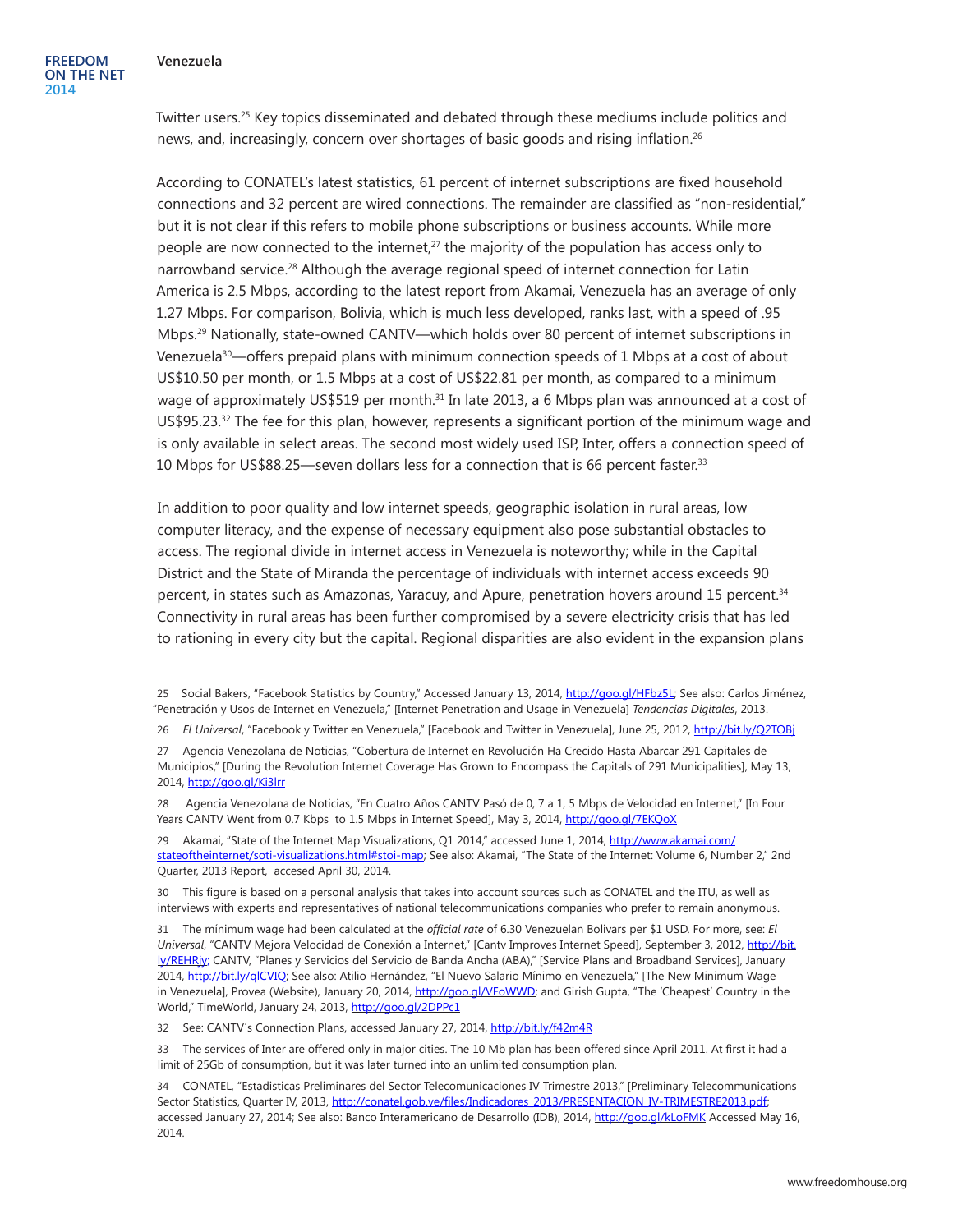Twitter users.[25] Key topics disseminated and debated through these mediums include politics and news, and, increasingly, concern over shortages of basic goods and rising inflation.[26]

According to CONATEL's latest statistics, 61 percent of internet subscriptions are fixed household connections and 32 percent are wired connections. The remainder are classified as "non-residential," but it is not clear if this refers to mobile phone subscriptions or business accounts. While more people are now connected to the internet,[27] the majority of the population has access only to narrowband service.[28] Although the average regional speed of internet connection for Latin America is 2.5 Mbps, according to the latest report from Akamai, Venezuela has an average of only 1.27 Mbps. For comparison, Bolivia, which is much less developed, ranks last, with a speed of .95 Mbps.[29] Nationally, state-owned CANTV—which holds over 80 percent of internet subscriptions in Venezuela[30]—offers prepaid plans with minimum connection speeds of 1 Mbps at a cost of about US$10.50 per month, or 1.5 Mbps at a cost of US$22.81 per month, as compared to a minimum wage of approximately US$519 per month.[31] In late 2013, a 6 Mbps plan was announced at a cost of US$95.23.[32] The fee for this plan, however, represents a significant portion of the minimum wage and is only available in select areas. The second most widely used ISP, Inter, offers a connection speed of 10 Mbps for US$88.25—seven dollars less for a connection that is 66 percent faster.[33]

In addition to poor quality and low internet speeds, geographic isolation in rural areas, low computer literacy, and the expense of necessary equipment also pose substantial obstacles to access. The regional divide in internet access in Venezuela is noteworthy; while in the Capital District and the State of Miranda the percentage of individuals with internet access exceeds 90 percent, in states such as Amazonas, Yaracuy, and Apure, penetration hovers around 15 percent.[34] Connectivity in rural areas has been further compromised by a severe electricity crisis that has led to rationing in every city but the capital. Regional disparities are also evident in the expansion plans

---

25 Social Bakers, "Facebook Statistics by Country," Accessed January 13, 2014, http://goo.gl/HFbz5L; See also: Carlos Jiménez, "Penetración y Usos de Internet en Venezuela," [Internet Penetration and Usage in Venezuela] *Tendencias Digitales*, 2013.

26 *El Universal*, "Facebook y Twitter en Venezuela," [Facebook and Twitter in Venezuela], June 25, 2012, http://bit.ly/Q2TOBj

27 Agencia Venezolana de Noticias, "Cobertura de Internet en Revolución Ha Crecido Hasta Abarcar 291 Capitales de Municipios," [During the Revolution Internet Coverage Has Grown to Encompass the Capitals of 291 Municipalities], May 13, 2014, http://goo.gl/Ki3lrr

28 Agencia Venezolana de Noticias, "En Cuatro Años CANTV Pasó de 0, 7 a 1, 5 Mbps de Velocidad en Internet," [In Four Years CANTV Went from 0.7 Kbps to 1.5 Mbps in Internet Speed], May 3, 2014, http://goo.gl/7EKQoX

29 Akamai, "State of the Internet Map Visualizations, Q1 2014," accessed June 1, 2014, http://www.akamai.com/stateoftheinternet/soti-visualizations.html#stoi-map; See also: Akamai, "The State of the Internet: Volume 6, Number 2," 2nd Quarter, 2013 Report, accesed April 30, 2014.

30 This figure is based on a personal analysis that takes into account sources such as CONATEL and the ITU, as well as interviews with experts and representatives of national telecommunications companies who prefer to remain anonymous.

31 The mínimum wage had been calculated at the *official rate* of 6.30 Venezuelan Bolivars per $1 USD. For more, see: *El Universal*, "CANTV Mejora Velocidad de Conexión a Internet," [Cantv Improves Internet Speed], September 3, 2012, http://bit.ly/REHRjy; CANTV, "Planes y Servicios del Servicio de Banda Ancha (ABA)," [Service Plans and Broadband Services], January 2014, http://bit.ly/qlCVIQ; See also: Atilio Hernández, "El Nuevo Salario Mínimo en Venezuela," [The New Minimum Wage in Venezuela], Provea (Website), January 20, 2014, http://goo.gl/VFoWWD; and Girish Gupta, "The 'Cheapest' Country in the World," TimeWorld, January 24, 2013, http://goo.gl/2DPPc1

32 See: CANTV´s Connection Plans, accessed January 27, 2014, http://bit.ly/f42m4R

33 The services of Inter are offered only in major cities. The 10 Mb plan has been offered since April 2011. At first it had a limit of 25Gb of consumption, but it was later turned into an unlimited consumption plan.

34 CONATEL, "Estadisticas Preliminares del Sector Telecomunicaciones IV Trimestre 2013," [Preliminary Telecommunications Sector Statistics, Quarter IV, 2013, http://conatel.gob.ve/files/Indicadores_2013/PRESENTACION_IV-TRIMESTRE2013.pdf; accessed January 27, 2014; See also: Banco Interamericano de Desarrollo (IDB), 2014, http://goo.gl/kLoFMK Accessed May 16, 2014.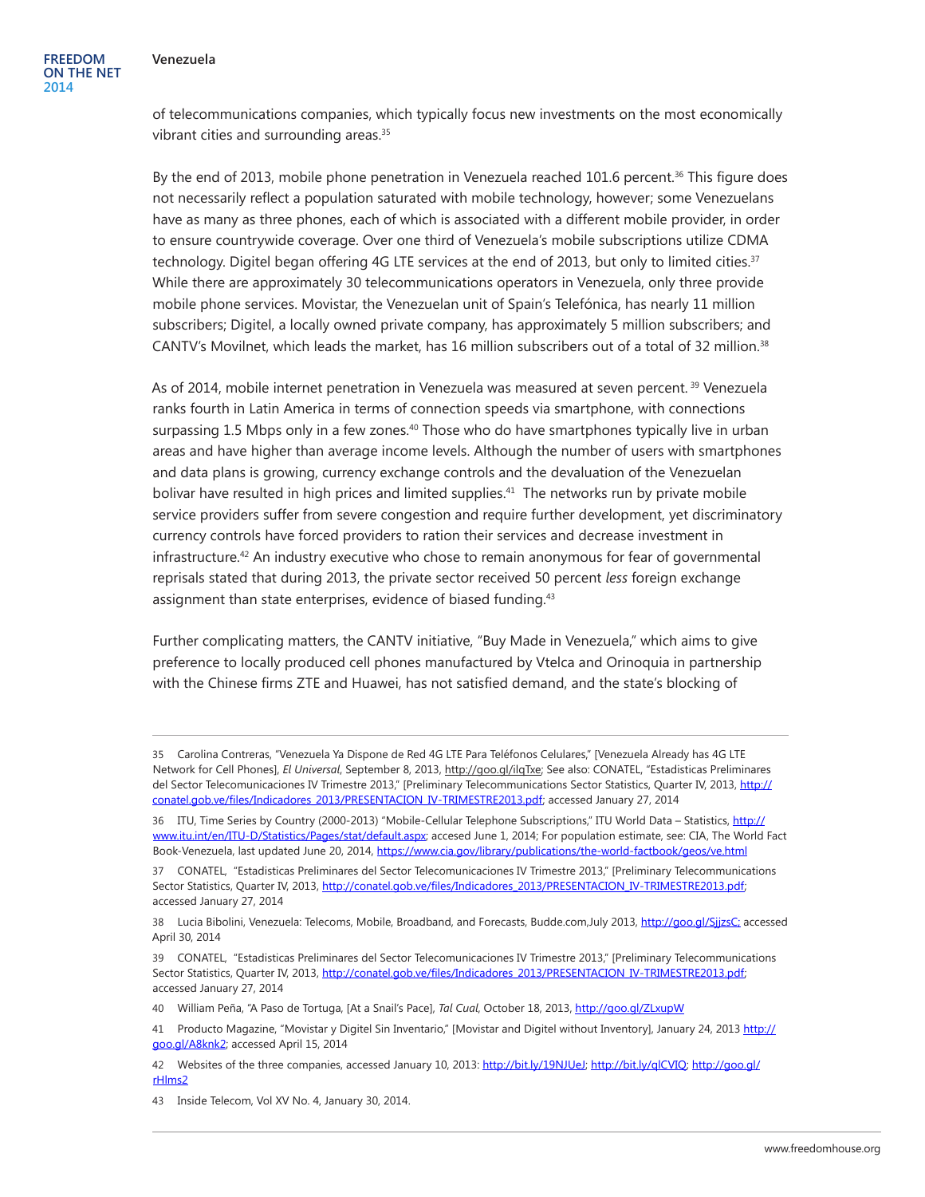of telecommunications companies, which typically focus new investments on the most economically vibrant cities and surrounding areas.[35]

By the end of 2013, mobile phone penetration in Venezuela reached 101.6 percent.[36] This figure does not necessarily reflect a population saturated with mobile technology, however; some Venezuelans have as many as three phones, each of which is associated with a different mobile provider, in order to ensure countrywide coverage. Over one third of Venezuela's mobile subscriptions utilize CDMA technology. Digitel began offering 4G LTE services at the end of 2013, but only to limited cities.[37] While there are approximately 30 telecommunications operators in Venezuela, only three provide mobile phone services. Movistar, the Venezuelan unit of Spain's Telefónica, has nearly 11 million subscribers; Digitel, a locally owned private company, has approximately 5 million subscribers; and CANTV's Movilnet, which leads the market, has 16 million subscribers out of a total of 32 million.[38]

As of 2014, mobile internet penetration in Venezuela was measured at seven percent.[39] Venezuela ranks fourth in Latin America in terms of connection speeds via smartphone, with connections surpassing 1.5 Mbps only in a few zones.[40] Those who do have smartphones typically live in urban areas and have higher than average income levels. Although the number of users with smartphones and data plans is growing, currency exchange controls and the devaluation of the Venezuelan bolivar have resulted in high prices and limited supplies.[41] The networks run by private mobile service providers suffer from severe congestion and require further development, yet discriminatory currency controls have forced providers to ration their services and decrease investment in infrastructure.[42] An industry executive who chose to remain anonymous for fear of governmental reprisals stated that during 2013, the private sector received 50 percent *less* foreign exchange assignment than state enterprises, evidence of biased funding.[43]

Further complicating matters, the CANTV initiative, "Buy Made in Venezuela," which aims to give preference to locally produced cell phones manufactured by Vtelca and Orinoquia in partnership with the Chinese firms ZTE and Huawei, has not satisfied demand, and the state's blocking of

---

35 Carolina Contreras, "Venezuela Ya Dispone de Red 4G LTE Para Teléfonos Celulares," [Venezuela Already has 4G LTE Network for Cell Phones], *El Universal*, September 8, 2013, http://goo.gl/ilqTxe; See also: CONATEL, "Estadisticas Preliminares del Sector Telecomunicaciones IV Trimestre 2013," [Preliminary Telecommunications Sector Statistics, Quarter IV, 2013, http://conatel.gob.ve/files/Indicadores_2013/PRESENTACION_IV-TRIMESTRE2013.pdf; accessed January 27, 2014

36 ITU, Time Series by Country (2000-2013) "Mobile-Cellular Telephone Subscriptions," ITU World Data – Statistics, http://www.itu.int/en/ITU-D/Statistics/Pages/stat/default.aspx; accesed June 1, 2014; For population estimate, see: CIA, The World Fact Book-Venezuela, last updated June 20, 2014, https://www.cia.gov/library/publications/the-world-factbook/geos/ve.html

37 CONATEL, "Estadisticas Preliminares del Sector Telecomunicaciones IV Trimestre 2013," [Preliminary Telecommunications Sector Statistics, Quarter IV, 2013, http://conatel.gob.ve/files/Indicadores_2013/PRESENTACION_IV-TRIMESTRE2013.pdf; accessed January 27, 2014

38 Lucia Bibolini, Venezuela: Telecoms, Mobile, Broadband, and Forecasts, Budde.com,July 2013, http://goo.gl/SjjzsC; accessed April 30, 2014

39 CONATEL, "Estadisticas Preliminares del Sector Telecomunicaciones IV Trimestre 2013," [Preliminary Telecommunications Sector Statistics, Quarter IV, 2013, http://conatel.gob.ve/files/Indicadores_2013/PRESENTACION_IV-TRIMESTRE2013.pdf; accessed January 27, 2014

40 William Peña, "A Paso de Tortuga, [At a Snail's Pace], *Tal Cual*, October 18, 2013, http://goo.gl/ZLxupW

41 Producto Magazine, "Movistar y Digitel Sin Inventario," [Movistar and Digitel without Inventory], January 24, 2013 http://goo.gl/A8knk2; accessed April 15, 2014

42 Websites of the three companies, accessed January 10, 2013: http://bit.ly/19NJUeJ; http://bit.ly/qlCVIQ; http://goo.gl/rHlms2

43 Inside Telecom, Vol XV No. 4, January 30, 2014.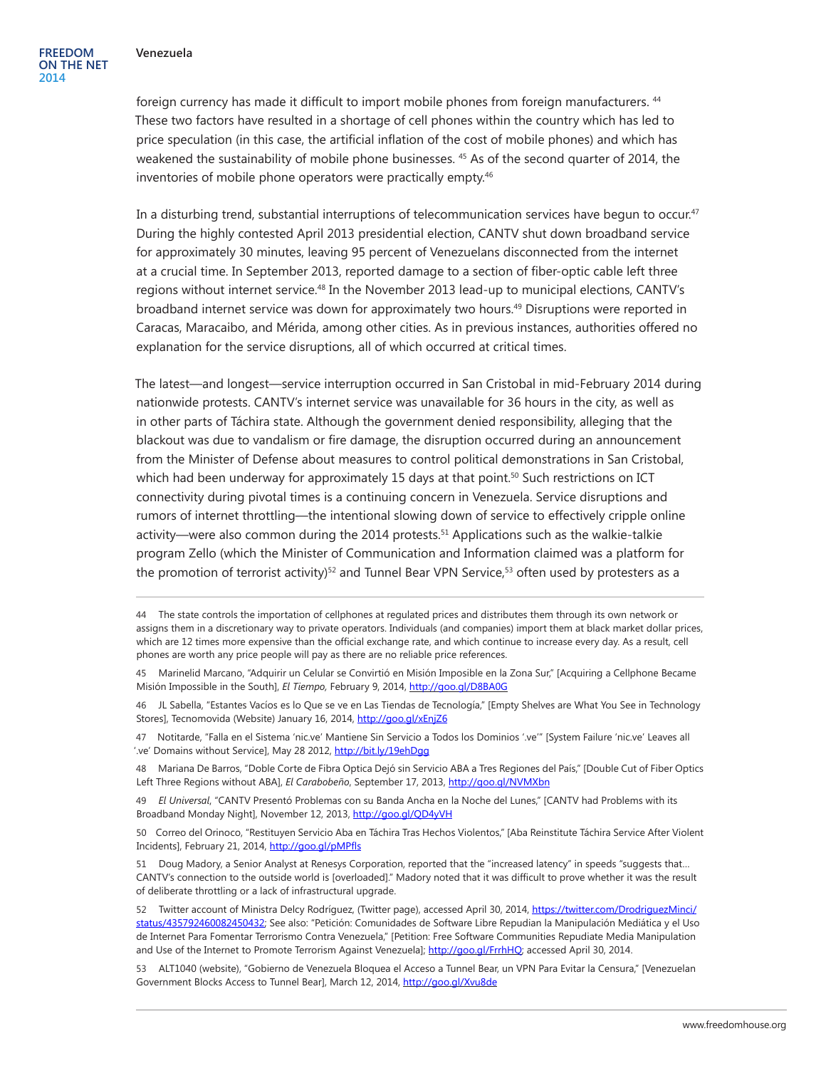foreign currency has made it difficult to import mobile phones from foreign manufacturers. [44] These two factors have resulted in a shortage of cell phones within the country which has led to price speculation (in this case, the artificial inflation of the cost of mobile phones) and which has weakened the sustainability of mobile phone businesses. [45] As of the second quarter of 2014, the inventories of mobile phone operators were practically empty.[46]

In a disturbing trend, substantial interruptions of telecommunication services have begun to occur.[47] During the highly contested April 2013 presidential election, CANTV shut down broadband service for approximately 30 minutes, leaving 95 percent of Venezuelans disconnected from the internet at a crucial time. In September 2013, reported damage to a section of fiber-optic cable left three regions without internet service.[48] In the November 2013 lead-up to municipal elections, CANTV's broadband internet service was down for approximately two hours.[49] Disruptions were reported in Caracas, Maracaibo, and Mérida, among other cities. As in previous instances, authorities offered no explanation for the service disruptions, all of which occurred at critical times.

The latest—and longest—service interruption occurred in San Cristobal in mid-February 2014 during nationwide protests. CANTV's internet service was unavailable for 36 hours in the city, as well as in other parts of Táchira state. Although the government denied responsibility, alleging that the blackout was due to vandalism or fire damage, the disruption occurred during an announcement from the Minister of Defense about measures to control political demonstrations in San Cristobal, which had been underway for approximately 15 days at that point.[50] Such restrictions on ICT connectivity during pivotal times is a continuing concern in Venezuela. Service disruptions and rumors of internet throttling—the intentional slowing down of service to effectively cripple online activity—were also common during the 2014 protests.[51] Applications such as the walkie-talkie program Zello (which the Minister of Communication and Information claimed was a platform for the promotion of terrorist activity)[52] and Tunnel Bear VPN Service,[53] often used by protesters as a

---

44 The state controls the importation of cellphones at regulated prices and distributes them through its own network or assigns them in a discretionary way to private operators. Individuals (and companies) import them at black market dollar prices, which are 12 times more expensive than the official exchange rate, and which continue to increase every day. As a result, cell phones are worth any price people will pay as there are no reliable price references.

45 Marinelid Marcano, "Adquirir un Celular se Convirtió en Misión Imposible en la Zona Sur," [Acquiring a Cellphone Became Misión Impossible in the South], *El Tiempo,* February 9, 2014, http://goo.gl/D8BA0G

46 JL Sabella, "Estantes Vacíos es lo Que se ve en Las Tiendas de Tecnología," [Empty Shelves are What You See in Technology Stores], Tecnomovida (Website) January 16, 2014, http://goo.gl/xEnjZ6

47 Notitarde, "Falla en el Sistema 'nic.ve' Mantiene Sin Servicio a Todos los Dominios '.ve'" [System Failure 'nic.ve' Leaves all '.ve' Domains without Service], May 28 2012, http://bit.ly/19ehDgg

48 Mariana De Barros, "Doble Corte de Fibra Optica Dejó sin Servicio ABA a Tres Regiones del País," [Double Cut of Fiber Optics Left Three Regions without ABA], *El Carabobeño*, September 17, 2013, http://goo.gl/NVMXbn

49 *El Universal*, "CANTV Presentó Problemas con su Banda Ancha en la Noche del Lunes," [CANTV had Problems with its Broadband Monday Night], November 12, 2013, http://goo.gl/QD4yVH

50 Correo del Orinoco, "Restituyen Servicio Aba en Táchira Tras Hechos Violentos," [Aba Reinstitute Táchira Service After Violent Incidents], February 21, 2014, http://goo.gl/pMPfls

51 Doug Madory, a Senior Analyst at Renesys Corporation, reported that the "increased latency" in speeds "suggests that… CANTV's connection to the outside world is [overloaded]." Madory noted that it was difficult to prove whether it was the result of deliberate throttling or a lack of infrastructural upgrade.

52 Twitter account of Ministra Delcy Rodríguez, (Twitter page), accessed April 30, 2014, https://twitter.com/DrodriguezMinci/status/435792460082450432; See also: "Petición: Comunidades de Software Libre Repudian la Manipulación Mediática y el Uso de Internet Para Fomentar Terrorismo Contra Venezuela," [Petition: Free Software Communities Repudiate Media Manipulation and Use of the Internet to Promote Terrorism Against Venezuela]; http://goo.gl/FrrhHQ; accessed April 30, 2014.

53 ALT1040 (website), "Gobierno de Venezuela Bloquea el Acceso a Tunnel Bear, un VPN Para Evitar la Censura," [Venezuelan Government Blocks Access to Tunnel Bear], March 12, 2014, http://goo.gl/Xvu8de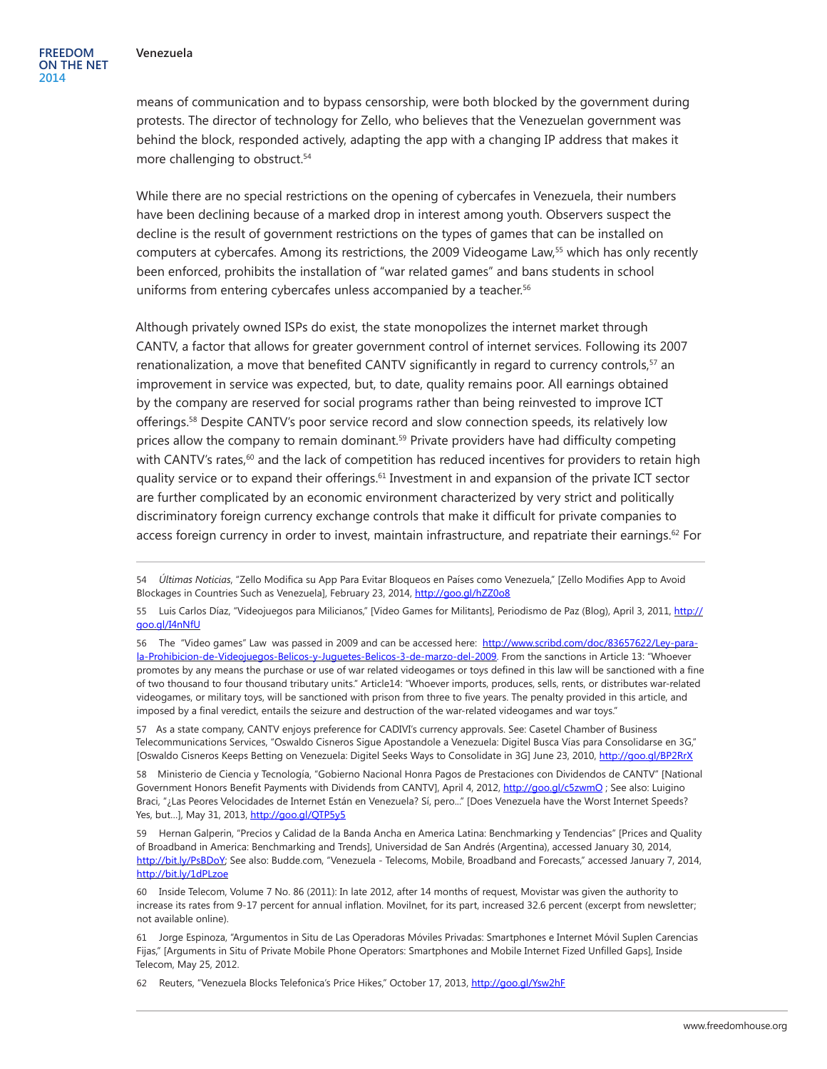means of communication and to bypass censorship, were both blocked by the government during protests. The director of technology for Zello, who believes that the Venezuelan government was behind the block, responded actively, adapting the app with a changing IP address that makes it more challenging to obstruct.[54]

While there are no special restrictions on the opening of cybercafes in Venezuela, their numbers have been declining because of a marked drop in interest among youth. Observers suspect the decline is the result of government restrictions on the types of games that can be installed on computers at cybercafes. Among its restrictions, the 2009 Videogame Law,[55] which has only recently been enforced, prohibits the installation of "war related games" and bans students in school uniforms from entering cybercafes unless accompanied by a teacher.[56]

Although privately owned ISPs do exist, the state monopolizes the internet market through CANTV, a factor that allows for greater government control of internet services. Following its 2007 renationalization, a move that benefited CANTV significantly in regard to currency controls,[57] an improvement in service was expected, but, to date, quality remains poor. All earnings obtained by the company are reserved for social programs rather than being reinvested to improve ICT offerings.[58] Despite CANTV's poor service record and slow connection speeds, its relatively low prices allow the company to remain dominant.[59] Private providers have had difficulty competing with CANTV's rates,[60] and the lack of competition has reduced incentives for providers to retain high quality service or to expand their offerings.[61] Investment in and expansion of the private ICT sector are further complicated by an economic environment characterized by very strict and politically discriminatory foreign currency exchange controls that make it difficult for private companies to access foreign currency in order to invest, maintain infrastructure, and repatriate their earnings.[62] For

---

54 *Últimas Noticias*, "Zello Modifica su App Para Evitar Bloqueos en Países como Venezuela," [Zello Modifies App to Avoid Blockages in Countries Such as Venezuela], February 23, 2014, http://goo.gl/hZZ0o8

55 Luis Carlos Díaz, "Videojuegos para Milicianos," [Video Games for Militants], Periodismo de Paz (Blog), April 3, 2011, http://goo.gl/I4nNfU

56 The "Video games" Law was passed in 2009 and can be accessed here: http://www.scribd.com/doc/83657622/Ley-para-la-Prohibicion-de-Videojuegos-Belicos-y-Juguetes-Belicos-3-de-marzo-del-2009. From the sanctions in Article 13: "Whoever promotes by any means the purchase or use of war related videogames or toys defined in this law will be sanctioned with a fine of two thousand to four thousand tributary units." Article14: "Whoever imports, produces, sells, rents, or distributes war-related videogames, or military toys, will be sanctioned with prison from three to five years. The penalty provided in this article, and imposed by a final veredict, entails the seizure and destruction of the war-related videogames and war toys."

57 As a state company, CANTV enjoys preference for CADIVI's currency approvals. See: Casetel Chamber of Business Telecommunications Services, "Oswaldo Cisneros Sigue Apostandole a Venezuela: Digitel Busca Vías para Consolidarse en 3G," [Oswaldo Cisneros Keeps Betting on Venezuela: Digitel Seeks Ways to Consolidate in 3G] June 23, 2010, http://goo.gl/BP2RrX

58 Ministerio de Ciencia y Tecnología, "Gobierno Nacional Honra Pagos de Prestaciones con Dividendos de CANTV" [National Government Honors Benefit Payments with Dividends from CANTV], April 4, 2012, http://goo.gl/c5zwmO ; See also: Luigino Braci, "¿Las Peores Velocidades de Internet Están en Venezuela? Sí, pero..." [Does Venezuela have the Worst Internet Speeds? Yes, but...], May 31, 2013, http://goo.gl/QTP5y5

59 Hernan Galperin, "Precios y Calidad de la Banda Ancha en America Latina: Benchmarking y Tendencias" [Prices and Quality of Broadband in America: Benchmarking and Trends], Universidad de San Andrés (Argentina), accessed January 30, 2014, http://bit.ly/PsBDoY; See also: Budde.com, "Venezuela - Telecoms, Mobile, Broadband and Forecasts," accessed January 7, 2014, http://bit.ly/1dPLzoe

60 Inside Telecom, Volume 7 No. 86 (2011): In late 2012, after 14 months of request, Movistar was given the authority to increase its rates from 9-17 percent for annual inflation. Movilnet, for its part, increased 32.6 percent (excerpt from newsletter; not available online).

61 Jorge Espinoza, "Argumentos in Situ de Las Operadoras Móviles Privadas: Smartphones e Internet Móvil Suplen Carencias Fijas," [Arguments in Situ of Private Mobile Phone Operators: Smartphones and Mobile Internet Fized Unfilled Gaps], Inside Telecom, May 25, 2012.

62 Reuters, "Venezuela Blocks Telefonica's Price Hikes," October 17, 2013, http://goo.gl/Ysw2hF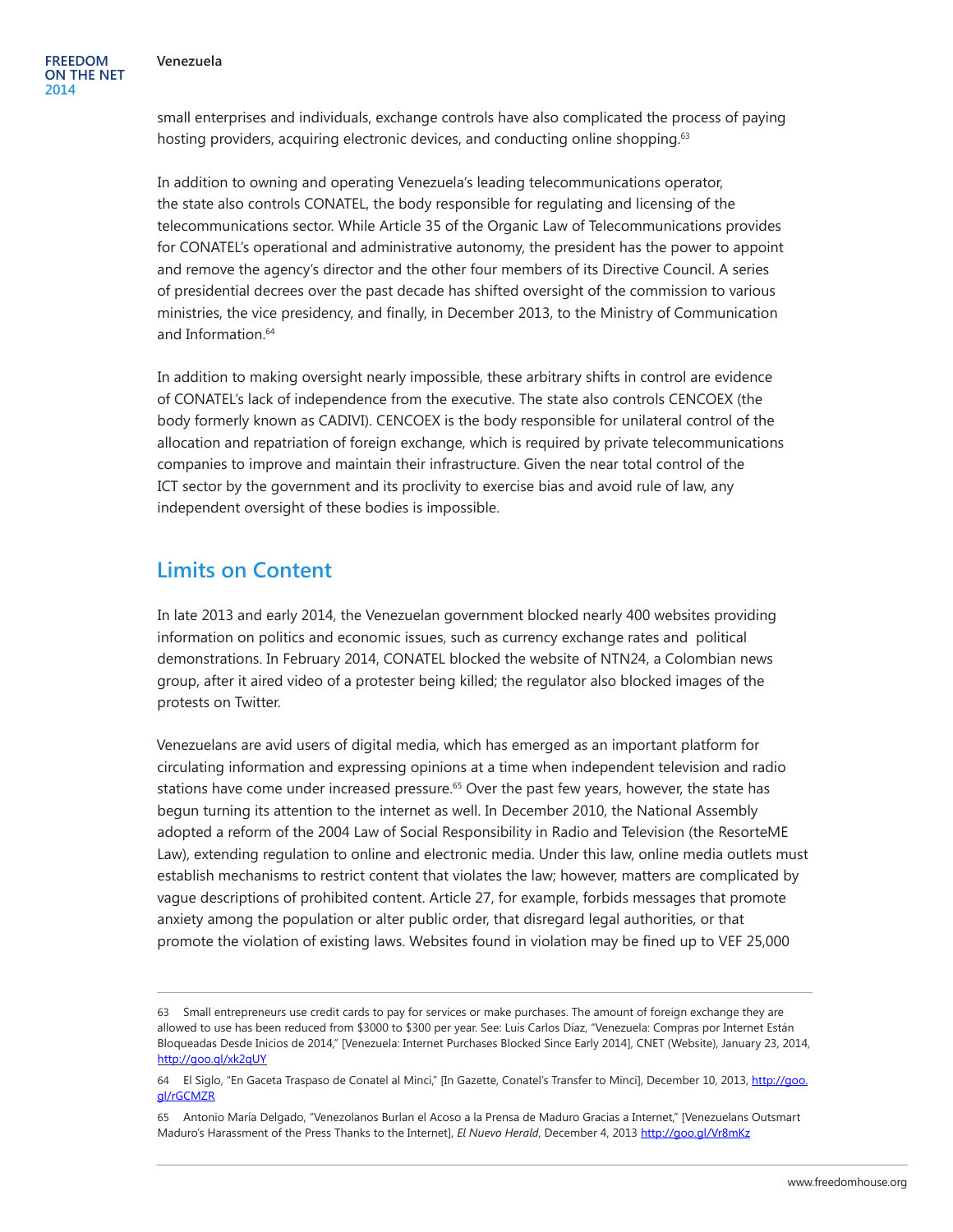small enterprises and individuals, exchange controls have also complicated the process of paying hosting providers, acquiring electronic devices, and conducting online shopping.[63]

In addition to owning and operating Venezuela's leading telecommunications operator, the state also controls CONATEL, the body responsible for regulating and licensing of the telecommunications sector. While Article 35 of the Organic Law of Telecommunications provides for CONATEL's operational and administrative autonomy, the president has the power to appoint and remove the agency's director and the other four members of its Directive Council. A series of presidential decrees over the past decade has shifted oversight of the commission to various ministries, the vice presidency, and finally, in December 2013, to the Ministry of Communication and Information.[64]

In addition to making oversight nearly impossible, these arbitrary shifts in control are evidence of CONATEL's lack of independence from the executive. The state also controls CENCOEX (the body formerly known as CADIVI). CENCOEX is the body responsible for unilateral control of the allocation and repatriation of foreign exchange, which is required by private telecommunications companies to improve and maintain their infrastructure. Given the near total control of the ICT sector by the government and its proclivity to exercise bias and avoid rule of law, any independent oversight of these bodies is impossible.

## Limits on Content

In late 2013 and early 2014, the Venezuelan government blocked nearly 400 websites providing information on politics and economic issues, such as currency exchange rates and political demonstrations. In February 2014, CONATEL blocked the website of NTN24, a Colombian news group, after it aired video of a protester being killed; the regulator also blocked images of the protests on Twitter.

Venezuelans are avid users of digital media, which has emerged as an important platform for circulating information and expressing opinions at a time when independent television and radio stations have come under increased pressure.[65] Over the past few years, however, the state has begun turning its attention to the internet as well. In December 2010, the National Assembly adopted a reform of the 2004 Law of Social Responsibility in Radio and Television (the ResorteME Law), extending regulation to online and electronic media. Under this law, online media outlets must establish mechanisms to restrict content that violates the law; however, matters are complicated by vague descriptions of prohibited content. Article 27, for example, forbids messages that promote anxiety among the population or alter public order, that disregard legal authorities, or that promote the violation of existing laws. Websites found in violation may be fined up to VEF 25,000

---

63 Small entrepreneurs use credit cards to pay for services or make purchases. The amount of foreign exchange they are allowed to use has been reduced from $3000 to $300 per year. See: Luis Carlos Díaz, "Venezuela: Compras por Internet Están Bloqueadas Desde Inicios de 2014," [Venezuela: Internet Purchases Blocked Since Early 2014], CNET (Website), January 23, 2014, http://goo.gl/xk2qUY

64 El Siglo, "En Gaceta Traspaso de Conatel al Minci," [In Gazette, Conatel's Transfer to Minci], December 10, 2013, http://goo.gl/rGCMZR

65 Antonio María Delgado, "Venezolanos Burlan el Acoso a la Prensa de Maduro Gracias a Internet," [Venezuelans Outsmart Maduro's Harassment of the Press Thanks to the Internet], *El Nuevo Herald*, December 4, 2013 http://goo.gl/Vr8mKz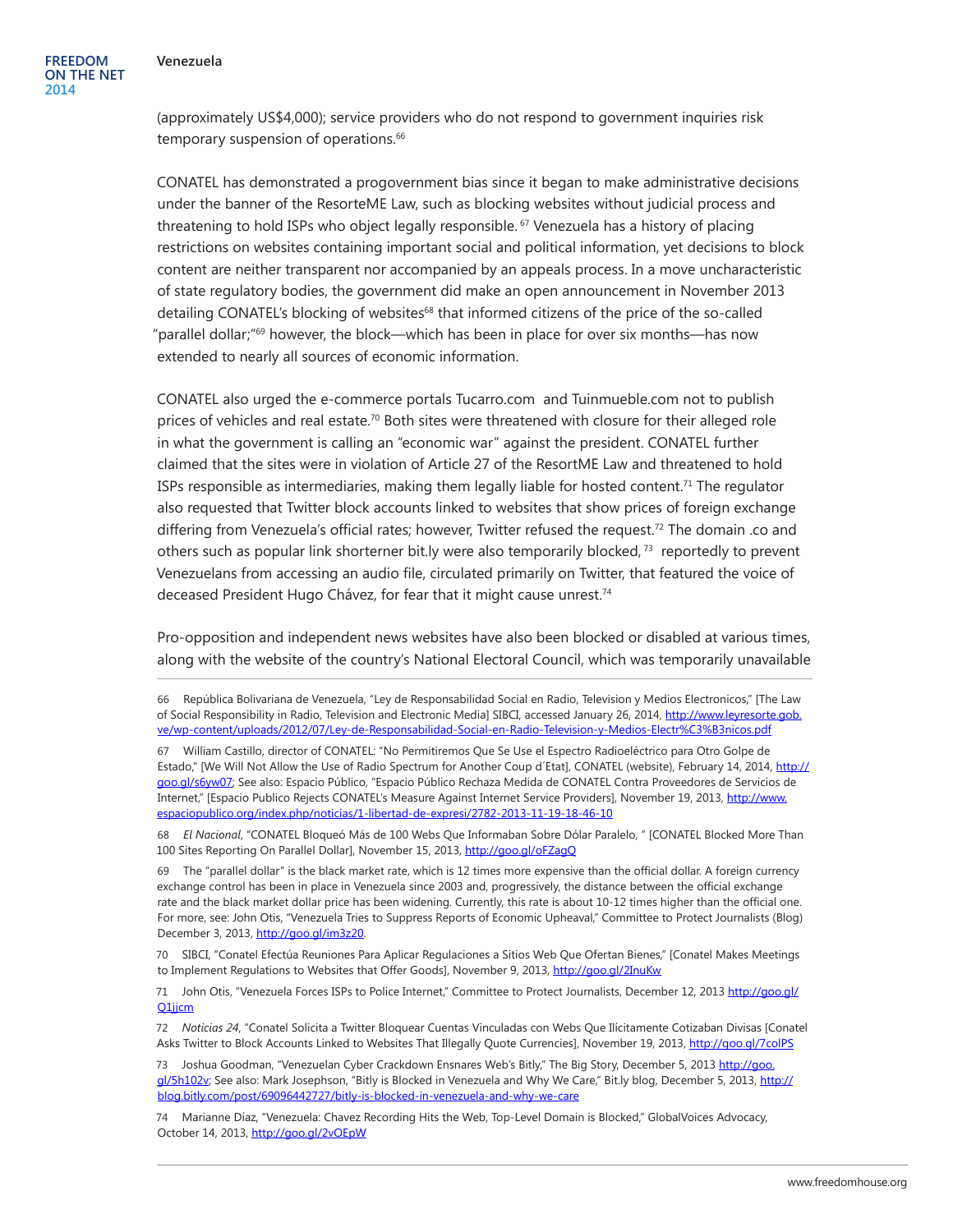(approximately US$4,000); service providers who do not respond to government inquiries risk temporary suspension of operations.[66]

CONATEL has demonstrated a progovernment bias since it began to make administrative decisions under the banner of the ResorteME Law, such as blocking websites without judicial process and threatening to hold ISPs who object legally responsible.[67] Venezuela has a history of placing restrictions on websites containing important social and political information, yet decisions to block content are neither transparent nor accompanied by an appeals process. In a move uncharacteristic of state regulatory bodies, the government did make an open announcement in November 2013 detailing CONATEL's blocking of websites[68] that informed citizens of the price of the so-called "parallel dollar;"[69] however, the block—which has been in place for over six months—has now extended to nearly all sources of economic information.

CONATEL also urged the e-commerce portals Tucarro.com and Tuinmueble.com not to publish prices of vehicles and real estate.[70] Both sites were threatened with closure for their alleged role in what the government is calling an "economic war" against the president. CONATEL further claimed that the sites were in violation of Article 27 of the ResortME Law and threatened to hold ISPs responsible as intermediaries, making them legally liable for hosted content.[71] The regulator also requested that Twitter block accounts linked to websites that show prices of foreign exchange differing from Venezuela's official rates; however, Twitter refused the request.[72] The domain .co and others such as popular link shorterner bit.ly were also temporarily blocked,[73] reportedly to prevent Venezuelans from accessing an audio file, circulated primarily on Twitter, that featured the voice of deceased President Hugo Chávez, for fear that it might cause unrest.[74]

Pro-opposition and independent news websites have also been blocked or disabled at various times, along with the website of the country's National Electoral Council, which was temporarily unavailable

---

66 República Bolivariana de Venezuela, "Ley de Responsabilidad Social en Radio, Television y Medios Electronicos," [The Law of Social Responsibility in Radio, Television and Electronic Media] SIBCI, accessed January 26, 2014, http://www.leyresorte.gob.ve/wp-content/uploads/2012/07/Ley-de-Responsabilidad-Social-en-Radio-Television-y-Medios-Electr%C3%B3nicos.pdf

67 William Castillo, director of CONATEL: "No Permitiremos Que Se Use el Espectro Radioeléctrico para Otro Golpe de Estado," [We Will Not Allow the Use of Radio Spectrum for Another Coup d´Etat], CONATEL (website), February 14, 2014, http://goo.gl/s6yw07; See also: Espacio Público, "Espacio Público Rechaza Medida de CONATEL Contra Proveedores de Servicios de Internet," [Espacio Publico Rejects CONATEL's Measure Against Internet Service Providers], November 19, 2013, http://www.espaciopublico.org/index.php/noticias/1-libertad-de-expresi/2782-2013-11-19-18-46-10

68 *El Nacional*, "CONATEL Bloqueó Más de 100 Webs Que Informaban Sobre Dólar Paralelo, " [CONATEL Blocked More Than 100 Sites Reporting On Parallel Dollar], November 15, 2013, http://goo.gl/oFZagQ

69 The "parallel dollar" is the black market rate, which is 12 times more expensive than the official dollar. A foreign currency exchange control has been in place in Venezuela since 2003 and, progressively, the distance between the official exchange rate and the black market dollar price has been widening. Currently, this rate is about 10-12 times higher than the official one. For more, see: John Otis, "Venezuela Tries to Suppress Reports of Economic Upheaval," Committee to Protect Journalists (Blog) December 3, 2013, http://goo.gl/im3z20.

70 SIBCI, "Conatel Efectúa Reuniones Para Aplicar Regulaciones a Sitios Web Que Ofertan Bienes," [Conatel Makes Meetings to Implement Regulations to Websites that Offer Goods], November 9, 2013, http://goo.gl/2InuKw

71 John Otis, "Venezuela Forces ISPs to Police Internet," Committee to Protect Journalists, December 12, 2013 http://goo.gl/Q1jjcm

72 *Noticias 24*, "Conatel Solicita a Twitter Bloquear Cuentas Vinculadas con Webs Que Ilícitamente Cotizaban Divisas [Conatel Asks Twitter to Block Accounts Linked to Websites That Illegally Quote Currencies], November 19, 2013, http://goo.gl/7colPS

73 Joshua Goodman, "Venezuelan Cyber Crackdown Ensnares Web's Bitly," The Big Story, December 5, 2013 http://goo.gl/5h102v; See also: Mark Josephson, "Bitly is Blocked in Venezuela and Why We Care," Bit.ly blog, December 5, 2013, http://blog.bitly.com/post/69096442727/bitly-is-blocked-in-venezuela-and-why-we-care

74 Marianne Díaz, "Venezuela: Chavez Recording Hits the Web, Top-Level Domain is Blocked," GlobalVoices Advocacy, October 14, 2013, http://goo.gl/2vOEpW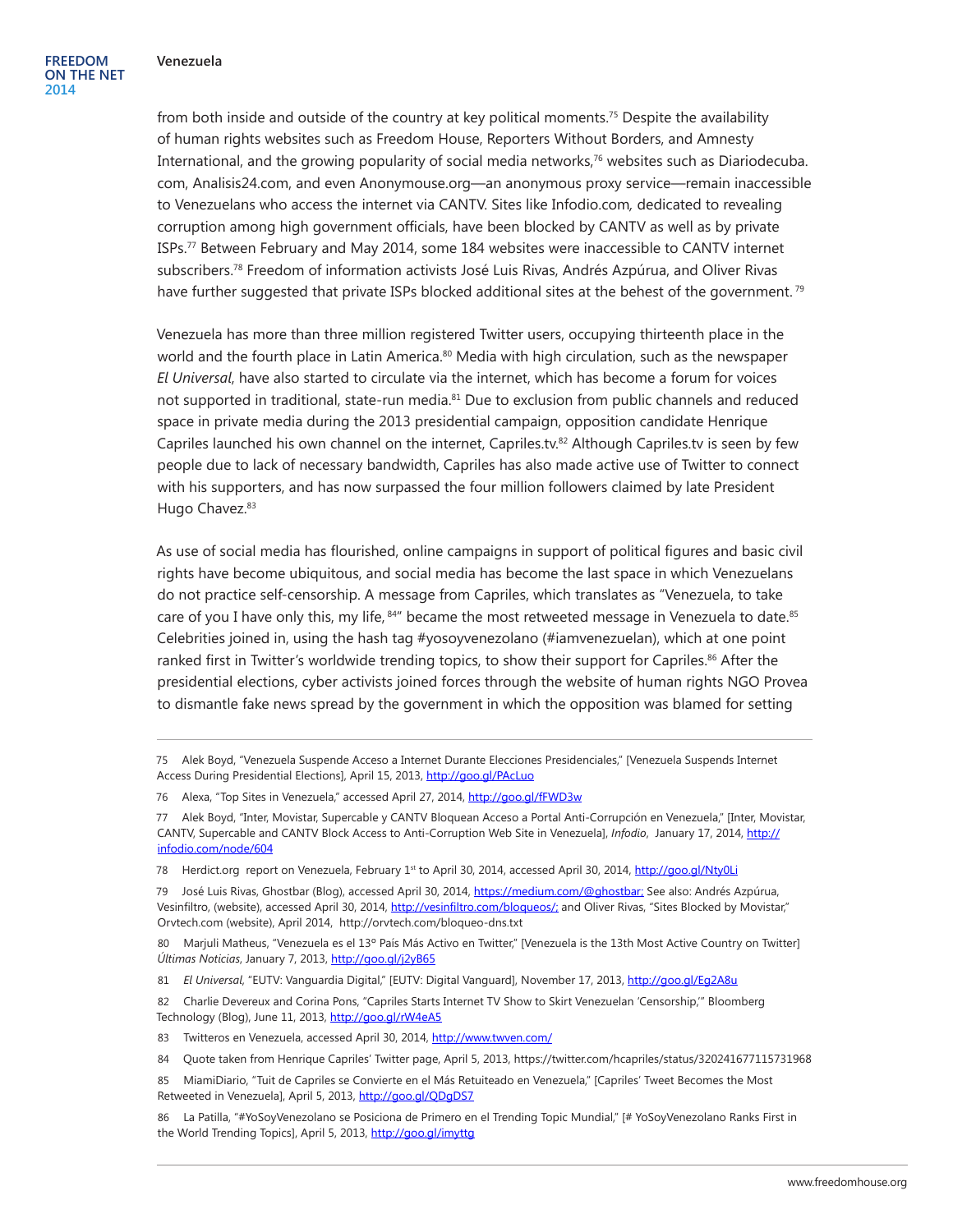from both inside and outside of the country at key political moments.[75] Despite the availability of human rights websites such as Freedom House, Reporters Without Borders, and Amnesty International, and the growing popularity of social media networks,[76] websites such as Diariodecuba.com, Analisis24.com, and even Anonymouse.org—an anonymous proxy service—remain inaccessible to Venezuelans who access the internet via CANTV. Sites like Infodio.com, dedicated to revealing corruption among high government officials, have been blocked by CANTV as well as by private ISPs.[77] Between February and May 2014, some 184 websites were inaccessible to CANTV internet subscribers.[78] Freedom of information activists José Luis Rivas, Andrés Azpúrua, and Oliver Rivas have further suggested that private ISPs blocked additional sites at the behest of the government.[79]

Venezuela has more than three million registered Twitter users, occupying thirteenth place in the world and the fourth place in Latin America.[80] Media with high circulation, such as the newspaper *El Universal*, have also started to circulate via the internet, which has become a forum for voices not supported in traditional, state-run media.[81] Due to exclusion from public channels and reduced space in private media during the 2013 presidential campaign, opposition candidate Henrique Capriles launched his own channel on the internet, Capriles.tv.[82] Although Capriles.tv is seen by few people due to lack of necessary bandwidth, Capriles has also made active use of Twitter to connect with his supporters, and has now surpassed the four million followers claimed by late President Hugo Chavez.[83]

As use of social media has flourished, online campaigns in support of political figures and basic civil rights have become ubiquitous, and social media has become the last space in which Venezuelans do not practice self-censorship. A message from Capriles, which translates as "Venezuela, to take care of you I have only this, my life,[84]" became the most retweeted message in Venezuela to date.[85] Celebrities joined in, using the hash tag #yosoyvenezolano (#iamvenezuelan), which at one point ranked first in Twitter's worldwide trending topics, to show their support for Capriles.[86] After the presidential elections, cyber activists joined forces through the website of human rights NGO Provea to dismantle fake news spread by the government in which the opposition was blamed for setting

---

75 Alek Boyd, "Venezuela Suspende Acceso a Internet Durante Elecciones Presidenciales," [Venezuela Suspends Internet Access During Presidential Elections], April 15, 2013, http://goo.gl/PAcLuo

76 Alexa, "Top Sites in Venezuela," accessed April 27, 2014, http://goo.gl/fFWD3w

77 Alek Boyd, "Inter, Movistar, Supercable y CANTV Bloquean Acceso a Portal Anti-Corrupción en Venezuela," [Inter, Movistar, CANTV, Supercable and CANTV Block Access to Anti-Corruption Web Site in Venezuela], *Infodio*, January 17, 2014, http://infodio.com/node/604

78 Herdict.org report on Venezuela, February 1st to April 30, 2014, accessed April 30, 2014, http://goo.gl/Nty0Li

79 José Luis Rivas, Ghostbar (Blog), accessed April 30, 2014, https://medium.com/@ghostbar; See also: Andrés Azpúrua, Vesinfiltro, (website), accessed April 30, 2014, http://vesinfiltro.com/bloqueos/; and Oliver Rivas, "Sites Blocked by Movistar," Orvtech.com (website), April 2014, http://orvtech.com/bloqueo-dns.txt

80 Marjuli Matheus, "Venezuela es el 13º País Más Activo en Twitter," [Venezuela is the 13th Most Active Country on Twitter] *Últimas Noticias*, January 7, 2013, http://goo.gl/j2yB65

81 *El Universal*, "EUTV: Vanguardia Digital," [EUTV: Digital Vanguard], November 17, 2013, http://goo.gl/Eg2A8u

82 Charlie Devereux and Corina Pons, "Capriles Starts Internet TV Show to Skirt Venezuelan 'Censorship,'" Bloomberg Technology (Blog), June 11, 2013, http://goo.gl/rW4eA5

83 Twitteros en Venezuela, accessed April 30, 2014, http://www.twven.com/

84 Quote taken from Henrique Capriles' Twitter page, April 5, 2013, https://twitter.com/hcapriles/status/320241677115731968

85 MiamiDiario, "Tuit de Capriles se Convierte en el Más Retuiteado en Venezuela," [Capriles' Tweet Becomes the Most Retweeted in Venezuela], April 5, 2013, http://goo.gl/QDgDS7

86 La Patilla, "#YoSoyVenezolano se Posiciona de Primero en el Trending Topic Mundial," [# YoSoyVenezolano Ranks First in the World Trending Topics], April 5, 2013, http://goo.gl/imyttg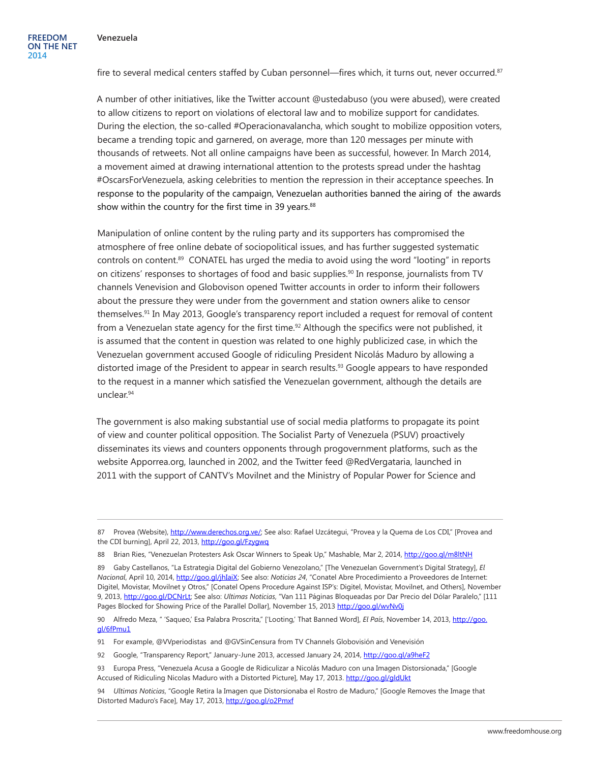fire to several medical centers staffed by Cuban personnel—fires which, it turns out, never occurred.[87]

A number of other initiatives, like the Twitter account @ustedabuso (you were abused), were created to allow citizens to report on violations of electoral law and to mobilize support for candidates. During the election, the so-called #Operacionavalancha, which sought to mobilize opposition voters, became a trending topic and garnered, on average, more than 120 messages per minute with thousands of retweets. Not all online campaigns have been as successful, however. In March 2014, a movement aimed at drawing international attention to the protests spread under the hashtag #OscarsForVenezuela, asking celebrities to mention the repression in their acceptance speeches. In response to the popularity of the campaign, Venezuelan authorities banned the airing of the awards show within the country for the first time in 39 years.[88]

Manipulation of online content by the ruling party and its supporters has compromised the atmosphere of free online debate of sociopolitical issues, and has further suggested systematic controls on content.[89] CONATEL has urged the media to avoid using the word "looting" in reports on citizens' responses to shortages of food and basic supplies.[90] In response, journalists from TV channels Venevision and Globovison opened Twitter accounts in order to inform their followers about the pressure they were under from the government and station owners alike to censor themselves.[91] In May 2013, Google's transparency report included a request for removal of content from a Venezuelan state agency for the first time.[92] Although the specifics were not published, it is assumed that the content in question was related to one highly publicized case, in which the Venezuelan government accused Google of ridiculing President Nicolás Maduro by allowing a distorted image of the President to appear in search results.[93] Google appears to have responded to the request in a manner which satisfied the Venezuelan government, although the details are unclear.[94]

The government is also making substantial use of social media platforms to propagate its point of view and counter political opposition. The Socialist Party of Venezuela (PSUV) proactively disseminates its views and counters opponents through progovernment platforms, such as the website Apporrea.org, launched in 2002, and the Twitter feed @RedVergataria, launched in 2011 with the support of CANTV's Movilnet and the Ministry of Popular Power for Science and

---

87 Provea (Website), http://www.derechos.org.ve/; See also: Rafael Uzcátegui, "Provea y la Quema de Los CDI," [Provea and the CDI burning], April 22, 2013, http://goo.gl/Fzygwq

88 Brian Ries, "Venezuelan Protesters Ask Oscar Winners to Speak Up," Mashable, Mar 2, 2014, http://goo.gl/m8ltNH

89 Gaby Castellanos, "La Estrategia Digital del Gobierno Venezolano," [The Venezuelan Government's Digital Strategy], *El Nacional*, April 10, 2014, http://goo.gl/jhIaiX; See also: *Noticias 24*, "Conatel Abre Procedimiento a Proveedores de Internet: Digitel, Movistar, Movilnet y Otros," [Conatel Opens Procedure Against ISP's: Digitel, Movistar, Movilnet, and Others], November 9, 2013, http://goo.gl/DCNrLt; See also: *Ultimas Noticias*, "Van 111 Páginas Bloqueadas por Dar Precio del Dólar Paralelo," [111 Pages Blocked for Showing Price of the Parallel Dollar], November 15, 2013 http://goo.gl/wvNv0j

90 Alfredo Meza, " 'Saqueo,' Esa Palabra Proscrita," ['Looting,' That Banned Word], *El País*, November 14, 2013, http://goo.gl/6fPmu1

91 For example, @VVperiodistas and @GVSinCensura from TV Channels Globovisión and Venevisión

92 Google, "Transparency Report," January-June 2013, accessed January 24, 2014, http://goo.gl/a9heF2

93 Europa Press, "Venezuela Acusa a Google de Ridiculizar a Nicolás Maduro con una Imagen Distorsionada," [Google Accused of Ridiculing Nicolas Maduro with a Distorted Picture], May 17, 2013. http://goo.gl/gldUkt

94 *Ultimas Noticias*, "Google Retira la Imagen que Distorsionaba el Rostro de Maduro," [Google Removes the Image that Distorted Maduro's Face], May 17, 2013, http://goo.gl/o2Pmxf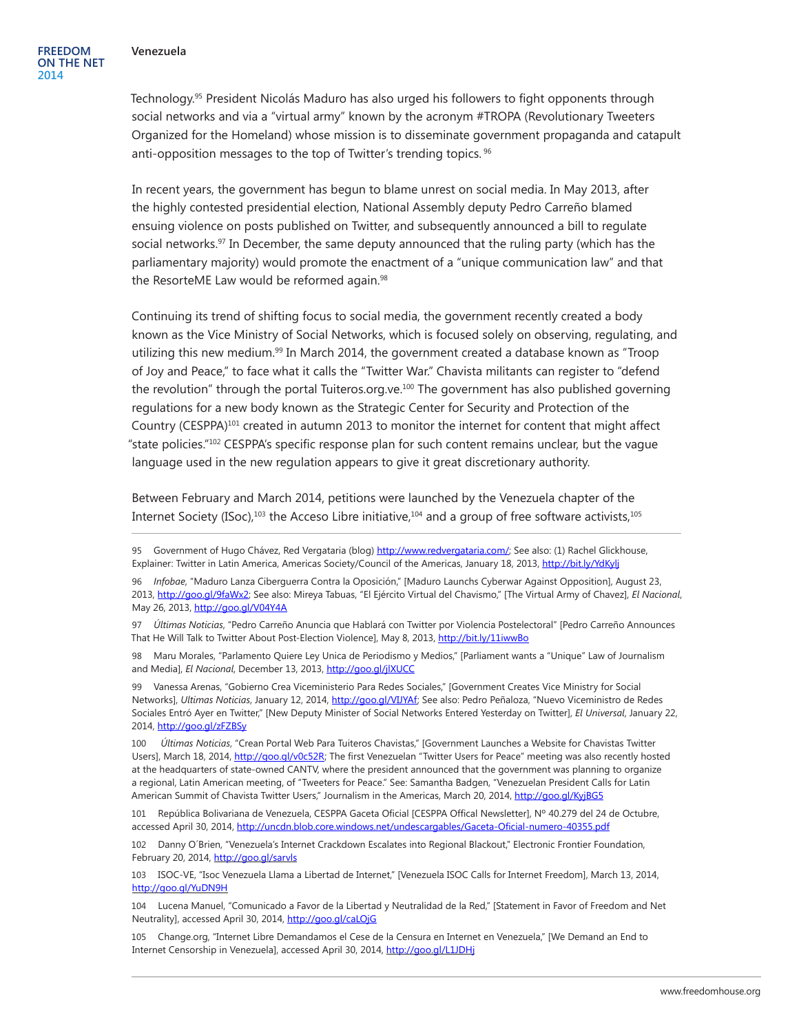Technology.[95] President Nicolás Maduro has also urged his followers to fight opponents through social networks and via a "virtual army" known by the acronym #TROPA (Revolutionary Tweeters Organized for the Homeland) whose mission is to disseminate government propaganda and catapult anti-opposition messages to the top of Twitter's trending topics.[96]

In recent years, the government has begun to blame unrest on social media. In May 2013, after the highly contested presidential election, National Assembly deputy Pedro Carreño blamed ensuing violence on posts published on Twitter, and subsequently announced a bill to regulate social networks.[97] In December, the same deputy announced that the ruling party (which has the parliamentary majority) would promote the enactment of a "unique communication law" and that the ResorteME Law would be reformed again.[98]

Continuing its trend of shifting focus to social media, the government recently created a body known as the Vice Ministry of Social Networks, which is focused solely on observing, regulating, and utilizing this new medium.[99] In March 2014, the government created a database known as "Troop of Joy and Peace," to face what it calls the "Twitter War." Chavista militants can register to "defend the revolution" through the portal Tuiteros.org.ve.[100] The government has also published governing regulations for a new body known as the Strategic Center for Security and Protection of the Country (CESPPA)[101] created in autumn 2013 to monitor the internet for content that might affect "state policies."[102] CESPPA's specific response plan for such content remains unclear, but the vague language used in the new regulation appears to give it great discretionary authority.

Between February and March 2014, petitions were launched by the Venezuela chapter of the Internet Society (ISoc),[103] the Acceso Libre initiative,[104] and a group of free software activists,[105]

---

95 Government of Hugo Chávez, Red Vergataria (blog) http://www.redvergataria.com/; See also: (1) Rachel Glickhouse, Explainer: Twitter in Latin America, Americas Society/Council of the Americas, January 18, 2013, http://bit.ly/YdKylj

96 *Infobae*, "Maduro Lanza Ciberguerra Contra la Oposición," [Maduro Launchs Cyberwar Against Opposition], August 23, 2013, http://goo.gl/9faWx2; See also: Mireya Tabuas, "El Ejército Virtual del Chavismo," [The Virtual Army of Chavez], *El Nacional*, May 26, 2013, http://goo.gl/V04Y4A

97 *Últimas Noticias*, "Pedro Carreño Anuncia que Hablará con Twitter por Violencia Postelectoral" [Pedro Carreño Announces That He Will Talk to Twitter About Post-Election Violence], May 8, 2013, http://bit.ly/11iwwBo

98 Maru Morales, "Parlamento Quiere Ley Unica de Periodismo y Medios," [Parliament wants a "Unique" Law of Journalism and Media], *El Nacional*, December 13, 2013, http://goo.gl/jlXUCC

99 Vanessa Arenas, "Gobierno Crea Viceministerio Para Redes Sociales," [Government Creates Vice Ministry for Social Networks], *Ultimas Noticias*, January 12, 2014, http://goo.gl/VIJYAf; See also: Pedro Peñaloza, "Nuevo Viceministro de Redes Sociales Entró Ayer en Twitter," [New Deputy Minister of Social Networks Entered Yesterday on Twitter], *El Universal*, January 22, 2014, http://goo.gl/zFZBSy

100 *Últimas Noticias*, "Crean Portal Web Para Tuiteros Chavistas," [Government Launches a Website for Chavistas Twitter Users], March 18, 2014, http://goo.gl/v0c52R; The first Venezuelan "Twitter Users for Peace" meeting was also recently hosted at the headquarters of state-owned CANTV, where the president announced that the government was planning to organize a regional, Latin American meeting, of "Tweeters for Peace." See: Samantha Badgen, "Venezuelan President Calls for Latin American Summit of Chavista Twitter Users," Journalism in the Americas, March 20, 2014, http://goo.gl/KyjBG5

101 República Bolivariana de Venezuela, CESPPA Gaceta Oficial [CESPPA Offical Newsletter], Nº 40.279 del 24 de Octubre, accessed April 30, 2014, http://uncdn.blob.core.windows.net/undescargables/Gaceta-Oficial-numero-40355.pdf

102 Danny O´Brien, "Venezuela's Internet Crackdown Escalates into Regional Blackout," Electronic Frontier Foundation, February 20, 2014, http://goo.gl/sarvls

103 ISOC-VE, "Isoc Venezuela Llama a Libertad de Internet," [Venezuela ISOC Calls for Internet Freedom], March 13, 2014, http://goo.gl/YuDN9H

104 Lucena Manuel, "Comunicado a Favor de la Libertad y Neutralidad de la Red," [Statement in Favor of Freedom and Net Neutrality], accessed April 30, 2014, http://goo.gl/caLOjG

105 Change.org, "Internet Libre Demandamos el Cese de la Censura en Internet en Venezuela," [We Demand an End to Internet Censorship in Venezuela], accessed April 30, 2014, http://goo.gl/L1JDHj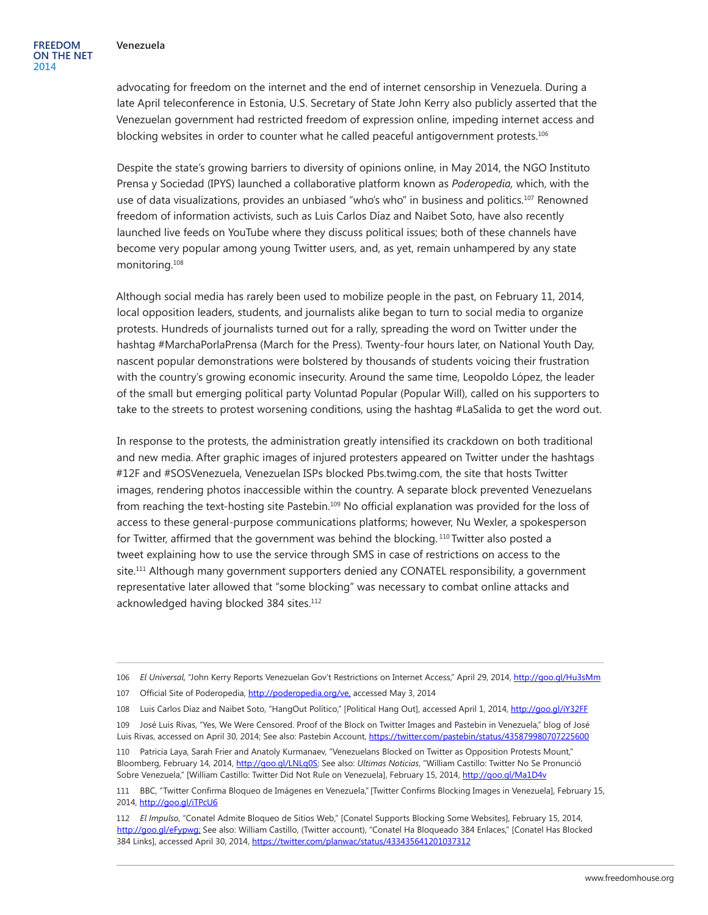advocating for freedom on the internet and the end of internet censorship in Venezuela. During a late April teleconference in Estonia, U.S. Secretary of State John Kerry also publicly asserted that the Venezuelan government had restricted freedom of expression online, impeding internet access and blocking websites in order to counter what he called peaceful antigovernment protests.[106]

Despite the state's growing barriers to diversity of opinions online, in May 2014, the NGO Instituto Prensa y Sociedad (IPYS) launched a collaborative platform known as *Poderopedia,* which, with the use of data visualizations, provides an unbiased "who's who" in business and politics.[107] Renowned freedom of information activists, such as Luis Carlos Díaz and Naibet Soto, have also recently launched live feeds on YouTube where they discuss political issues; both of these channels have become very popular among young Twitter users, and, as yet, remain unhampered by any state monitoring.[108]

Although social media has rarely been used to mobilize people in the past, on February 11, 2014, local opposition leaders, students, and journalists alike began to turn to social media to organize protests. Hundreds of journalists turned out for a rally, spreading the word on Twitter under the hashtag #MarchaPorlaPrensa (March for the Press). Twenty-four hours later, on National Youth Day, nascent popular demonstrations were bolstered by thousands of students voicing their frustration with the country's growing economic insecurity. Around the same time, Leopoldo López, the leader of the small but emerging political party Voluntad Popular (Popular Will), called on his supporters to take to the streets to protest worsening conditions, using the hashtag #LaSalida to get the word out.

In response to the protests, the administration greatly intensified its crackdown on both traditional and new media. After graphic images of injured protesters appeared on Twitter under the hashtags #12F and #SOSVenezuela, Venezuelan ISPs blocked Pbs.twimg.com, the site that hosts Twitter images, rendering photos inaccessible within the country. A separate block prevented Venezuelans from reaching the text-hosting site Pastebin.[109] No official explanation was provided for the loss of access to these general-purpose communications platforms; however, Nu Wexler, a spokesperson for Twitter, affirmed that the government was behind the blocking.[110] Twitter also posted a tweet explaining how to use the service through SMS in case of restrictions on access to the site.[111] Although many government supporters denied any CONATEL responsibility, a government representative later allowed that "some blocking" was necessary to combat online attacks and acknowledged having blocked 384 sites.[112]

---

106 *El Universal*, "John Kerry Reports Venezuelan Gov't Restrictions on Internet Access," April 29, 2014, http://goo.gl/Hu3sMm

107 Official Site of Poderopedia, http://poderopedia.org/ve, accessed May 3, 2014

108 Luis Carlos Díaz and Naibet Soto, "HangOut Político," [Political Hang Out], accessed April 1, 2014, http://goo.gl/iY32FF

109 José Luis Rivas, "Yes, We Were Censored. Proof of the Block on Twitter Images and Pastebin in Venezuela," blog of José Luis Rivas, accessed on April 30, 2014; See also: Pastebin Account, https://twitter.com/pastebin/status/435879980707225600

110 Patricia Laya, Sarah Frier and Anatoly Kurmanaev, "Venezuelans Blocked on Twitter as Opposition Protests Mount," Bloomberg, February 14, 2014, http://goo.gl/LNLq0S; See also: *Ultimas Noticias*, "William Castillo: Twitter No Se Pronunció Sobre Venezuela," [William Castillo: Twitter Did Not Rule on Venezuela], February 15, 2014, http://goo.gl/Ma1D4v

111 BBC, "Twitter Confirma Bloqueo de Imágenes en Venezuela," [Twitter Confirms Blocking Images in Venezuela], February 15, 2014, http://goo.gl/iTPcU6

112 *El Impulso*, "Conatel Admite Bloqueo de Sitios Web," [Conatel Supports Blocking Some Websites], February 15, 2014, http://goo.gl/eFypwg; See also: William Castillo, (Twitter account), "Conatel Ha Bloqueado 384 Enlaces," [Conatel Has Blocked 384 Links], accessed April 30, 2014, https://twitter.com/planwac/status/433435641201037312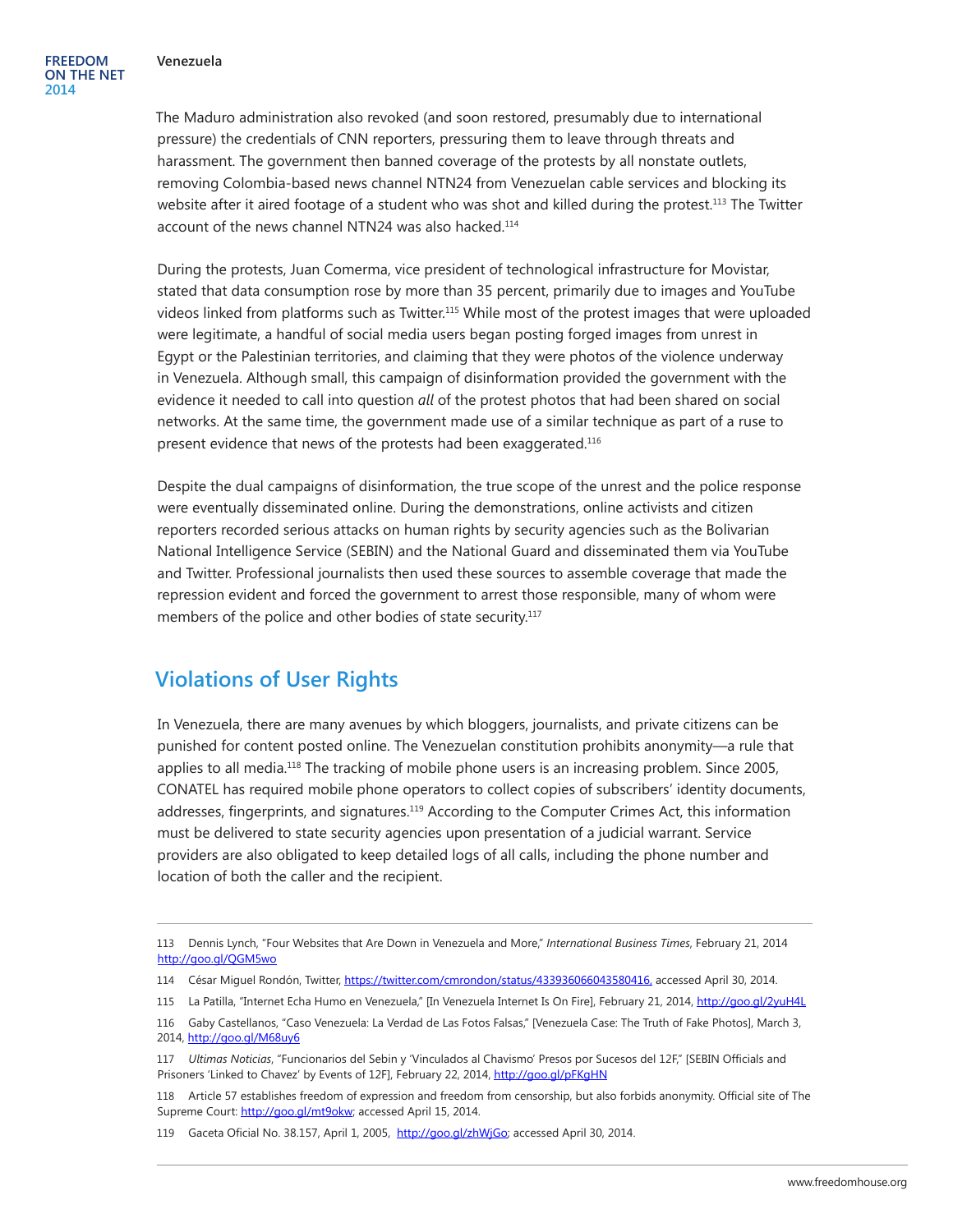The Maduro administration also revoked (and soon restored, presumably due to international pressure) the credentials of CNN reporters, pressuring them to leave through threats and harassment. The government then banned coverage of the protests by all nonstate outlets, removing Colombia-based news channel NTN24 from Venezuelan cable services and blocking its website after it aired footage of a student who was shot and killed during the protest.[113] The Twitter account of the news channel NTN24 was also hacked.[114]

During the protests, Juan Comerma, vice president of technological infrastructure for Movistar, stated that data consumption rose by more than 35 percent, primarily due to images and YouTube videos linked from platforms such as Twitter.[115] While most of the protest images that were uploaded were legitimate, a handful of social media users began posting forged images from unrest in Egypt or the Palestinian territories, and claiming that they were photos of the violence underway in Venezuela. Although small, this campaign of disinformation provided the government with the evidence it needed to call into question *all* of the protest photos that had been shared on social networks. At the same time, the government made use of a similar technique as part of a ruse to present evidence that news of the protests had been exaggerated.[116]

Despite the dual campaigns of disinformation, the true scope of the unrest and the police response were eventually disseminated online. During the demonstrations, online activists and citizen reporters recorded serious attacks on human rights by security agencies such as the Bolivarian National Intelligence Service (SEBIN) and the National Guard and disseminated them via YouTube and Twitter. Professional journalists then used these sources to assemble coverage that made the repression evident and forced the government to arrest those responsible, many of whom were members of the police and other bodies of state security.[117]

## Violations of User Rights

In Venezuela, there are many avenues by which bloggers, journalists, and private citizens can be punished for content posted online. The Venezuelan constitution prohibits anonymity—a rule that applies to all media.[118] The tracking of mobile phone users is an increasing problem. Since 2005, CONATEL has required mobile phone operators to collect copies of subscribers' identity documents, addresses, fingerprints, and signatures.[119] According to the Computer Crimes Act, this information must be delivered to state security agencies upon presentation of a judicial warrant. Service providers are also obligated to keep detailed logs of all calls, including the phone number and location of both the caller and the recipient.

---

113 Dennis Lynch, "Four Websites that Are Down in Venezuela and More," *International Business Times*, February 21, 2014 http://goo.gl/QGM5wo

114 César Miguel Rondón, Twitter, https://twitter.com/cmrondon/status/433936066043580416, accessed April 30, 2014.

115 La Patilla, "Internet Echa Humo en Venezuela," [In Venezuela Internet Is On Fire], February 21, 2014, http://goo.gl/2yuH4L

116 Gaby Castellanos, "Caso Venezuela: La Verdad de Las Fotos Falsas," [Venezuela Case: The Truth of Fake Photos], March 3, 2014, http://goo.gl/M68uy6

117 *Ultimas Noticias*, "Funcionarios del Sebin y 'Vinculados al Chavismo' Presos por Sucesos del 12F," [SEBIN Officials and Prisoners 'Linked to Chavez' by Events of 12F], February 22, 2014, http://goo.gl/pFKgHN

118 Article 57 establishes freedom of expression and freedom from censorship, but also forbids anonymity. Official site of The Supreme Court: http://goo.gl/mt9okw; accessed April 15, 2014.

119 Gaceta Oficial No. 38.157, April 1, 2005, http://goo.gl/zhWjGo; accessed April 30, 2014.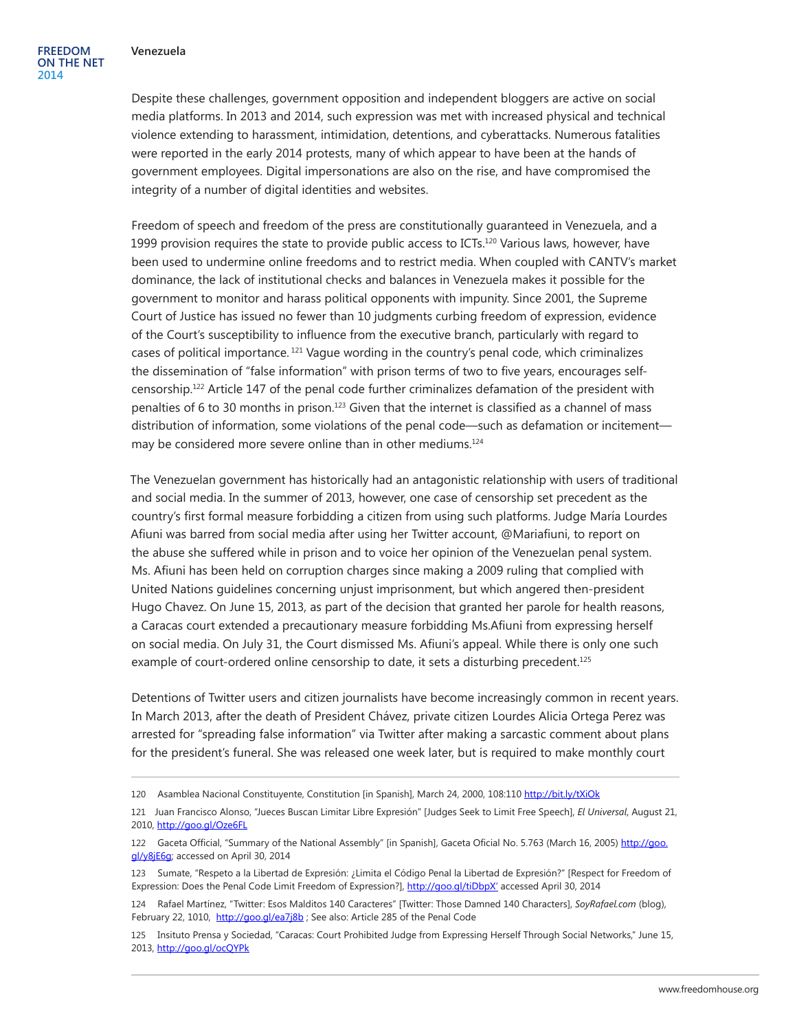Despite these challenges, government opposition and independent bloggers are active on social media platforms. In 2013 and 2014, such expression was met with increased physical and technical violence extending to harassment, intimidation, detentions, and cyberattacks. Numerous fatalities were reported in the early 2014 protests, many of which appear to have been at the hands of government employees. Digital impersonations are also on the rise, and have compromised the integrity of a number of digital identities and websites.

Freedom of speech and freedom of the press are constitutionally guaranteed in Venezuela, and a 1999 provision requires the state to provide public access to ICTs.[120] Various laws, however, have been used to undermine online freedoms and to restrict media. When coupled with CANTV's market dominance, the lack of institutional checks and balances in Venezuela makes it possible for the government to monitor and harass political opponents with impunity. Since 2001, the Supreme Court of Justice has issued no fewer than 10 judgments curbing freedom of expression, evidence of the Court's susceptibility to influence from the executive branch, particularly with regard to cases of political importance.[121] Vague wording in the country's penal code, which criminalizes the dissemination of "false information" with prison terms of two to five years, encourages self-censorship.[122] Article 147 of the penal code further criminalizes defamation of the president with penalties of 6 to 30 months in prison.[123] Given that the internet is classified as a channel of mass distribution of information, some violations of the penal code—such as defamation or incitement—may be considered more severe online than in other mediums.[124]

The Venezuelan government has historically had an antagonistic relationship with users of traditional and social media. In the summer of 2013, however, one case of censorship set precedent as the country's first formal measure forbidding a citizen from using such platforms. Judge María Lourdes Afiuni was barred from social media after using her Twitter account, @Mariafiuni, to report on the abuse she suffered while in prison and to voice her opinion of the Venezuelan penal system. Ms. Afiuni has been held on corruption charges since making a 2009 ruling that complied with United Nations guidelines concerning unjust imprisonment, but which angered then-president Hugo Chavez. On June 15, 2013, as part of the decision that granted her parole for health reasons, a Caracas court extended a precautionary measure forbidding Ms.Afiuni from expressing herself on social media. On July 31, the Court dismissed Ms. Afiuni's appeal. While there is only one such example of court-ordered online censorship to date, it sets a disturbing precedent.[125]

Detentions of Twitter users and citizen journalists have become increasingly common in recent years. In March 2013, after the death of President Chávez, private citizen Lourdes Alicia Ortega Perez was arrested for "spreading false information" via Twitter after making a sarcastic comment about plans for the president's funeral. She was released one week later, but is required to make monthly court

---

120 Asamblea Nacional Constituyente, Constitution [in Spanish], March 24, 2000, 108:110 http://bit.ly/tXiOk

121 Juan Francisco Alonso, "Jueces Buscan Limitar Libre Expresión" [Judges Seek to Limit Free Speech], *El Universal*, August 21, 2010, http://goo.gl/Oze6FL

122 Gaceta Official, "Summary of the National Assembly" [in Spanish], Gaceta Oficial No. 5.763 (March 16, 2005) http://goo.gl/y8jE6g; accessed on April 30, 2014

123 Sumate, "Respeto a la Libertad de Expresión: ¿Limita el Código Penal la Libertad de Expresión?" [Respect for Freedom of Expression: Does the Penal Code Limit Freedom of Expression?], http://goo.gl/tiDbpX' accessed April 30, 2014

124 Rafael Martínez, "Twitter: Esos Malditos 140 Caracteres" [Twitter: Those Damned 140 Characters], *SoyRafael.com* (blog), February 22, 1010, http://goo.gl/ea7j8b ; See also: Article 285 of the Penal Code

125 Insituto Prensa y Sociedad, "Caracas: Court Prohibited Judge from Expressing Herself Through Social Networks," June 15, 2013, http://goo.gl/ocQYPk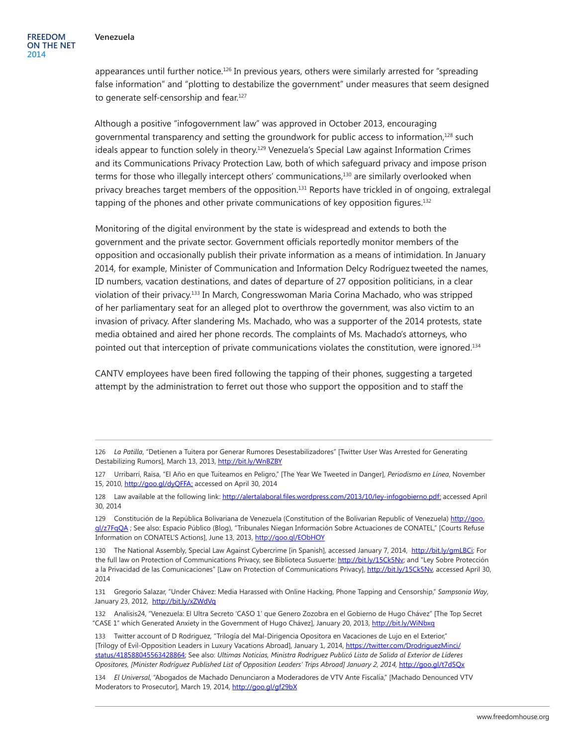appearances until further notice.[126] In previous years, others were similarly arrested for "spreading false information" and "plotting to destabilize the government" under measures that seem designed to generate self-censorship and fear.[127]

Although a positive "infogovernment law" was approved in October 2013, encouraging governmental transparency and setting the groundwork for public access to information,[128] such ideals appear to function solely in theory.[129] Venezuela's Special Law against Information Crimes and its Communications Privacy Protection Law, both of which safeguard privacy and impose prison terms for those who illegally intercept others' communications,[130] are similarly overlooked when privacy breaches target members of the opposition.[131] Reports have trickled in of ongoing, extralegal tapping of the phones and other private communications of key opposition figures.[132]

Monitoring of the digital environment by the state is widespread and extends to both the government and the private sector. Government officials reportedly monitor members of the opposition and occasionally publish their private information as a means of intimidation. In January 2014, for example, Minister of Communication and Information Delcy Rodríguez tweeted the names, ID numbers, vacation destinations, and dates of departure of 27 opposition politicians, in a clear violation of their privacy.[133] In March, Congresswoman Maria Corina Machado, who was stripped of her parliamentary seat for an alleged plot to overthrow the government, was also victim to an invasion of privacy. After slandering Ms. Machado, who was a supporter of the 2014 protests, state media obtained and aired her phone records. The complaints of Ms. Machado's attorneys, who pointed out that interception of private communications violates the constitution, were ignored.[134]

CANTV employees have been fired following the tapping of their phones, suggesting a targeted attempt by the administration to ferret out those who support the opposition and to staff the

---

126 *La Patilla*, "Detienen a Tuitera por Generar Rumores Desestabilizadores" [Twitter User Was Arrested for Generating Destabilizing Rumors], March 13, 2013, http://bit.ly/WnBZBY

127 Urribarrí, Raisa, "El Año en que Tuiteamos en Peligro," [The Year We Tweeted in Danger], *Periodismo en Línea*, November 15, 2010, http://goo.gl/dyQFFA; accessed on April 30, 2014

128 Law available at the following link: http://alertalaboral.files.wordpress.com/2013/10/ley-infogobierno.pdf: accessed April 30, 2014

129 Constitución de la República Bolivariana de Venezuela (Constitution of the Bolivarian Republic of Venezuela) http://goo.gl/z7FqQA ; See also: Espacio Público (Blog), "Tribunales Niegan Información Sobre Actuaciones de CONATEL," [Courts Refuse Information on CONATEL'S Actions], June 13, 2013, http://goo.gl/EObHOY

130 The National Assembly, Special Law Against Cybercrime [in Spanish], accessed January 7, 2014, http://bit.ly/gmLBCi; For the full law on Protection of Communications Privacy, see Biblioteca Susuerte: http://bit.ly/15Ck5Nv; and "Ley Sobre Protección a la Privacidad de las Comunicaciones" [Law on Protection of Communications Privacy], http://bit.ly/15Ck5Nv, accessed April 30, 2014

131 Gregorio Salazar, "Under Chávez: Media Harassed with Online Hacking, Phone Tapping and Censorship," *Sampsonia Way*, January 23, 2012, http://bit.ly/xZWdVq

132 Analisis24, "Venezuela: El Ultra Secreto 'CASO 1' que Genero Zozobra en el Gobierno de Hugo Chávez" [The Top Secret "CASE 1" which Generated Anxiety in the Government of Hugo Chávez], January 20, 2013, http://bit.ly/WiNbxq

133 Twitter account of D Rodriguez, "Trilogía del Mal-Dirigencia Opositora en Vacaciones de Lujo en el Exterior," [Trilogy of Evil-Opposition Leaders in Luxury Vacations Abroad], January 1, 2014, https://twitter.com/DrodriguezMinci/status/418588045563428864; See also: *Ultimas Noticias, Ministra Rodríguez Publicó Lista de Salida al Exterior de Líderes Opositores, [Minister Rodríguez Published List of Opposition Leaders' Trips Abroad] January 2, 2014,* http://goo.gl/t7d5Qx

134 *El Universal*, "Abogados de Machado Denunciaron a Moderadores de VTV Ante Fiscalía," [Machado Denounced VTV Moderators to Prosecutor], March 19, 2014, http://goo.gl/gf29bX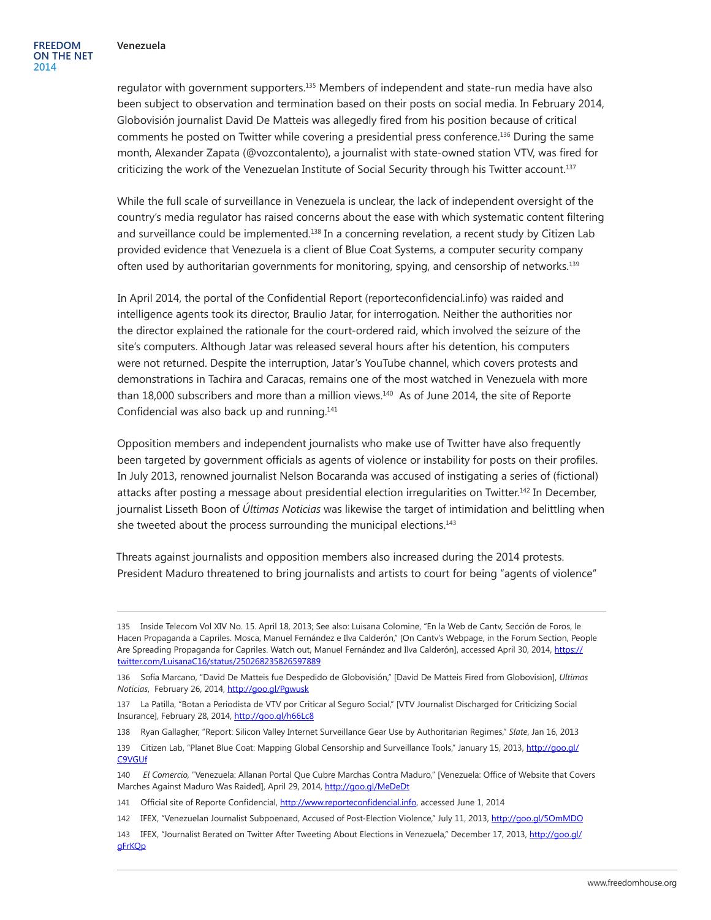regulator with government supporters.[135] Members of independent and state-run media have also been subject to observation and termination based on their posts on social media. In February 2014, Globovisión journalist David De Matteis was allegedly fired from his position because of critical comments he posted on Twitter while covering a presidential press conference.[136] During the same month, Alexander Zapata (@vozcontalento), a journalist with state-owned station VTV, was fired for criticizing the work of the Venezuelan Institute of Social Security through his Twitter account.[137]

While the full scale of surveillance in Venezuela is unclear, the lack of independent oversight of the country's media regulator has raised concerns about the ease with which systematic content filtering and surveillance could be implemented.[138] In a concerning revelation, a recent study by Citizen Lab provided evidence that Venezuela is a client of Blue Coat Systems, a computer security company often used by authoritarian governments for monitoring, spying, and censorship of networks.[139]

In April 2014, the portal of the Confidential Report (reporteconfidencial.info) was raided and intelligence agents took its director, Braulio Jatar, for interrogation. Neither the authorities nor the director explained the rationale for the court-ordered raid, which involved the seizure of the site's computers. Although Jatar was released several hours after his detention, his computers were not returned. Despite the interruption, Jatar's YouTube channel, which covers protests and demonstrations in Tachira and Caracas, remains one of the most watched in Venezuela with more than 18,000 subscribers and more than a million views.[140] As of June 2014, the site of Reporte Confidencial was also back up and running.[141]

Opposition members and independent journalists who make use of Twitter have also frequently been targeted by government officials as agents of violence or instability for posts on their profiles. In July 2013, renowned journalist Nelson Bocaranda was accused of instigating a series of (fictional) attacks after posting a message about presidential election irregularities on Twitter.[142] In December, journalist Lisseth Boon of *Últimas Noticias* was likewise the target of intimidation and belittling when she tweeted about the process surrounding the municipal elections.[143]

Threats against journalists and opposition members also increased during the 2014 protests. President Maduro threatened to bring journalists and artists to court for being "agents of violence"

---

135 Inside Telecom Vol XIV No. 15. April 18, 2013; See also: Luisana Colomine, "En la Web de Cantv, Sección de Foros, le Hacen Propaganda a Capriles. Mosca, Manuel Fernández e Ilva Calderón," [On Cantv's Webpage, in the Forum Section, People Are Spreading Propaganda for Capriles. Watch out, Manuel Fernández and Ilva Calderón], accessed April 30, 2014, https://twitter.com/LuisanaC16/status/250268235826597889

136 Sofía Marcano, "David De Matteis fue Despedido de Globovisión," [David De Matteis Fired from Globovision], *Ultimas Noticias*, February 26, 2014, http://goo.gl/Pgwusk

137 La Patilla, "Botan a Periodista de VTV por Criticar al Seguro Social," [VTV Journalist Discharged for Criticizing Social Insurance], February 28, 2014, http://goo.gl/h66Lc8

138 Ryan Gallagher, "Report: Silicon Valley Internet Surveillance Gear Use by Authoritarian Regimes," *Slate*, Jan 16, 2013

139 Citizen Lab, "Planet Blue Coat: Mapping Global Censorship and Surveillance Tools," January 15, 2013, http://goo.gl/C9VGUf

140 *El Comercio,* "Venezuela: Allanan Portal Que Cubre Marchas Contra Maduro," [Venezuela: Office of Website that Covers Marches Against Maduro Was Raided], April 29, 2014, http://goo.gl/MeDeDt

141 Official site of Reporte Confidencial, http://www.reporteconfidencial.info, accessed June 1, 2014

142 IFEX, "Venezuelan Journalist Subpoenaed, Accused of Post-Election Violence," July 11, 2013, http://goo.gl/5OmMDO

143 IFEX, "Journalist Berated on Twitter After Tweeting About Elections in Venezuela," December 17, 2013, http://goo.gl/gFrKQp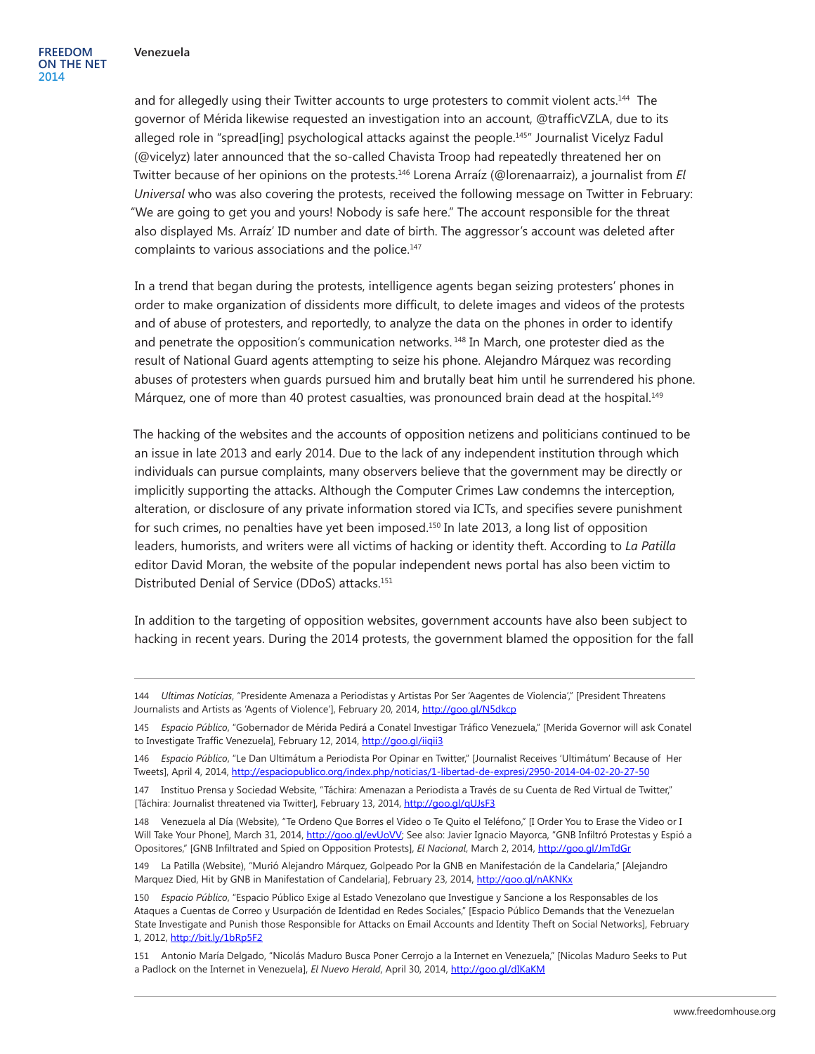and for allegedly using their Twitter accounts to urge protesters to commit violent acts.[144] The governor of Mérida likewise requested an investigation into an account, @trafficVZLA, due to its alleged role in "spread[ing] psychological attacks against the people.[145]" Journalist Vicelyz Fadul (@vicelyz) later announced that the so-called Chavista Troop had repeatedly threatened her on Twitter because of her opinions on the protests.[146] Lorena Arraíz (@lorenaarraiz), a journalist from *El Universal* who was also covering the protests, received the following message on Twitter in February: "We are going to get you and yours! Nobody is safe here." The account responsible for the threat also displayed Ms. Arraíz' ID number and date of birth. The aggressor's account was deleted after complaints to various associations and the police.[147]

In a trend that began during the protests, intelligence agents began seizing protesters' phones in order to make organization of dissidents more difficult, to delete images and videos of the protests and of abuse of protesters, and reportedly, to analyze the data on the phones in order to identify and penetrate the opposition's communication networks.[148] In March, one protester died as the result of National Guard agents attempting to seize his phone. Alejandro Márquez was recording abuses of protesters when guards pursued him and brutally beat him until he surrendered his phone. Márquez, one of more than 40 protest casualties, was pronounced brain dead at the hospital.[149]

The hacking of the websites and the accounts of opposition netizens and politicians continued to be an issue in late 2013 and early 2014. Due to the lack of any independent institution through which individuals can pursue complaints, many observers believe that the government may be directly or implicitly supporting the attacks. Although the Computer Crimes Law condemns the interception, alteration, or disclosure of any private information stored via ICTs, and specifies severe punishment for such crimes, no penalties have yet been imposed.[150] In late 2013, a long list of opposition leaders, humorists, and writers were all victims of hacking or identity theft. According to *La Patilla* editor David Moran, the website of the popular independent news portal has also been victim to Distributed Denial of Service (DDoS) attacks.[151]

In addition to the targeting of opposition websites, government accounts have also been subject to hacking in recent years. During the 2014 protests, the government blamed the opposition for the fall

---

144 *Ultimas Noticias*, "Presidente Amenaza a Periodistas y Artistas Por Ser 'Aagentes de Violencia'," [President Threatens Journalists and Artists as 'Agents of Violence'], February 20, 2014, http://goo.gl/N5dkcp

145 *Espacio Público*, "Gobernador de Mérida Pedirá a Conatel Investigar Tráfico Venezuela," [Merida Governor will ask Conatel to Investigate Traffic Venezuela], February 12, 2014, http://goo.gl/iiqii3

146 *Espacio Público*, "Le Dan Ultimátum a Periodista Por Opinar en Twitter," [Journalist Receives 'Ultimátum' Because of Her Tweets], April 4, 2014, http://espaciopublico.org/index.php/noticias/1-libertad-de-expresi/2950-2014-04-02-20-27-50

147 Instituo Prensa y Sociedad Website, "Táchira: Amenazan a Periodista a Través de su Cuenta de Red Virtual de Twitter," [Táchira: Journalist threatened via Twitter], February 13, 2014, http://goo.gl/qUJsF3

148 Venezuela al Día (Website), "Te Ordeno Que Borres el Video o Te Quito el Teléfono," [I Order You to Erase the Video or I Will Take Your Phone], March 31, 2014, http://goo.gl/evUoVV; See also: Javier Ignacio Mayorca, "GNB Infiltró Protestas y Espió a Opositores," [GNB Infiltrated and Spied on Opposition Protests], *El Nacional*, March 2, 2014, http://goo.gl/JmTdGr

149 La Patilla (Website), "Murió Alejandro Márquez, Golpeado Por la GNB en Manifestación de la Candelaria," [Alejandro Marquez Died, Hit by GNB in Manifestation of Candelaria], February 23, 2014, http://goo.gl/nAKNKx

150 *Espacio Público*, "Espacio Público Exige al Estado Venezolano que Investigue y Sancione a los Responsables de los Ataques a Cuentas de Correo y Usurpación de Identidad en Redes Sociales," [Espacio Público Demands that the Venezuelan State Investigate and Punish those Responsible for Attacks on Email Accounts and Identity Theft on Social Networks], February 1, 2012, http://bit.ly/1bRp5F2

151 Antonio María Delgado, "Nicolás Maduro Busca Poner Cerrojo a la Internet en Venezuela," [Nicolas Maduro Seeks to Put a Padlock on the Internet in Venezuela], *El Nuevo Herald*, April 30, 2014, http://goo.gl/dIKaKM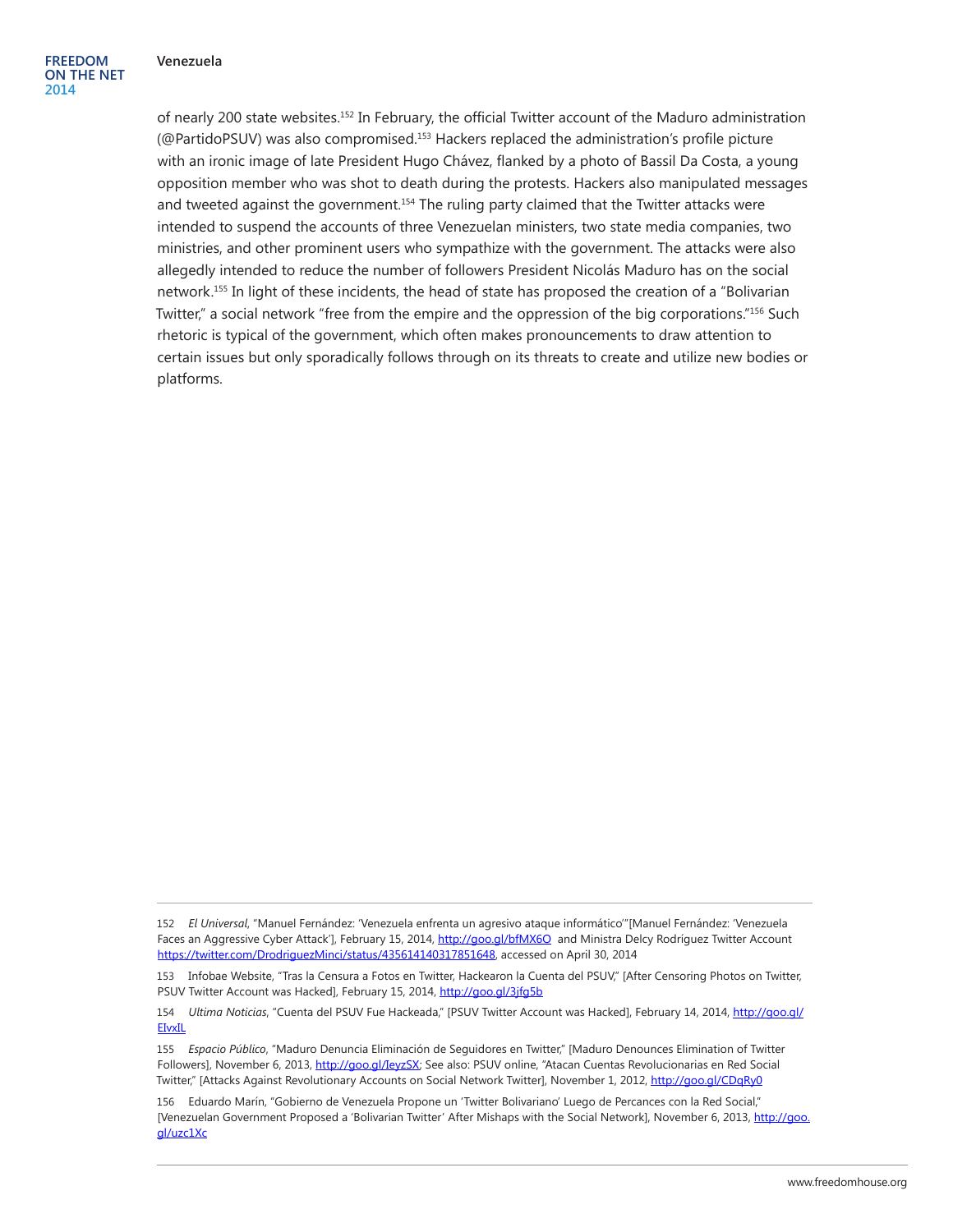of nearly 200 state websites.[152] In February, the official Twitter account of the Maduro administration (@PartidoPSUV) was also compromised.[153] Hackers replaced the administration's profile picture with an ironic image of late President Hugo Chávez, flanked by a photo of Bassil Da Costa, a young opposition member who was shot to death during the protests. Hackers also manipulated messages and tweeted against the government.[154] The ruling party claimed that the Twitter attacks were intended to suspend the accounts of three Venezuelan ministers, two state media companies, two ministries, and other prominent users who sympathize with the government. The attacks were also allegedly intended to reduce the number of followers President Nicolás Maduro has on the social network.[155] In light of these incidents, the head of state has proposed the creation of a "Bolivarian Twitter," a social network "free from the empire and the oppression of the big corporations."[156] Such rhetoric is typical of the government, which often makes pronouncements to draw attention to certain issues but only sporadically follows through on its threats to create and utilize new bodies or platforms.

---

152 *El Universal*, "Manuel Fernández: 'Venezuela enfrenta un agresivo ataque informático'"[Manuel Fernández: 'Venezuela Faces an Aggressive Cyber Attack'], February 15, 2014, http://goo.gl/bfMX6O and Ministra Delcy Rodríguez Twitter Account https://twitter.com/DrodriguezMinci/status/435614140317851648, accessed on April 30, 2014

153 Infobae Website, "Tras la Censura a Fotos en Twitter, Hackearon la Cuenta del PSUV," [After Censoring Photos on Twitter, PSUV Twitter Account was Hacked], February 15, 2014, http://goo.gl/3jfg5b

154 *Ultima Noticias*, "Cuenta del PSUV Fue Hackeada," [PSUV Twitter Account was Hacked], February 14, 2014, http://goo.gl/EIvxIL

155 *Espacio Público*, "Maduro Denuncia Eliminación de Seguidores en Twitter," [Maduro Denounces Elimination of Twitter Followers], November 6, 2013, http://goo.gl/IeyzSX; See also: PSUV online, "Atacan Cuentas Revolucionarias en Red Social Twitter," [Attacks Against Revolutionary Accounts on Social Network Twitter], November 1, 2012, http://goo.gl/CDqRy0

156 Eduardo Marín, "Gobierno de Venezuela Propone un 'Twitter Bolivariano' Luego de Percances con la Red Social," [Venezuelan Government Proposed a 'Bolivarian Twitter' After Mishaps with the Social Network], November 6, 2013, http://goo.gl/uzc1Xc